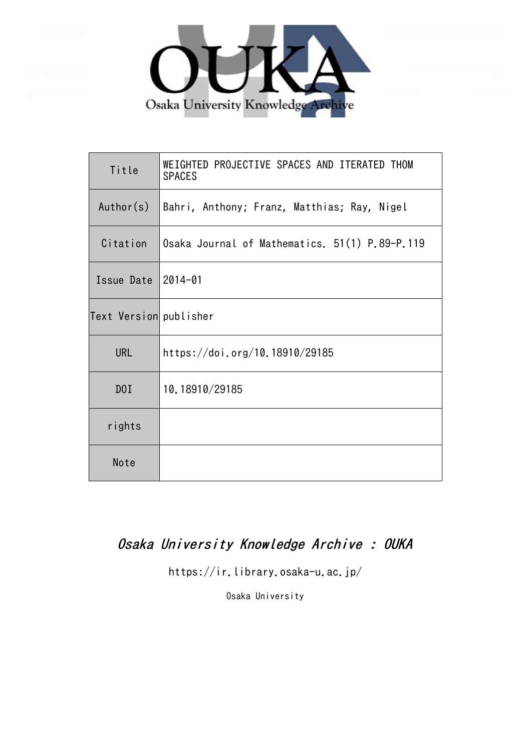Osaka University Knowledge Archive

| Title | WEIGHTED PROJECTIVE SPACES AND ITERATED THOM SPACES |
|---|---|
| Author(s) | Bahri, Anthony; Franz, Matthias; Ray, Nigel |
| Citation | Osaka Journal of Mathematics. 51(1) P.89-P.119 |
| Issue Date | 2014-01 |
| Text Version | publisher |
| URL | https://doi.org/10.18910/29185 |
| DOI | 10.18910/29185 |
| rights | |
| Note | |

*Osaka University Knowledge Archive : OUKA*

https://ir.library.osaka-u.ac.jp/

Osaka University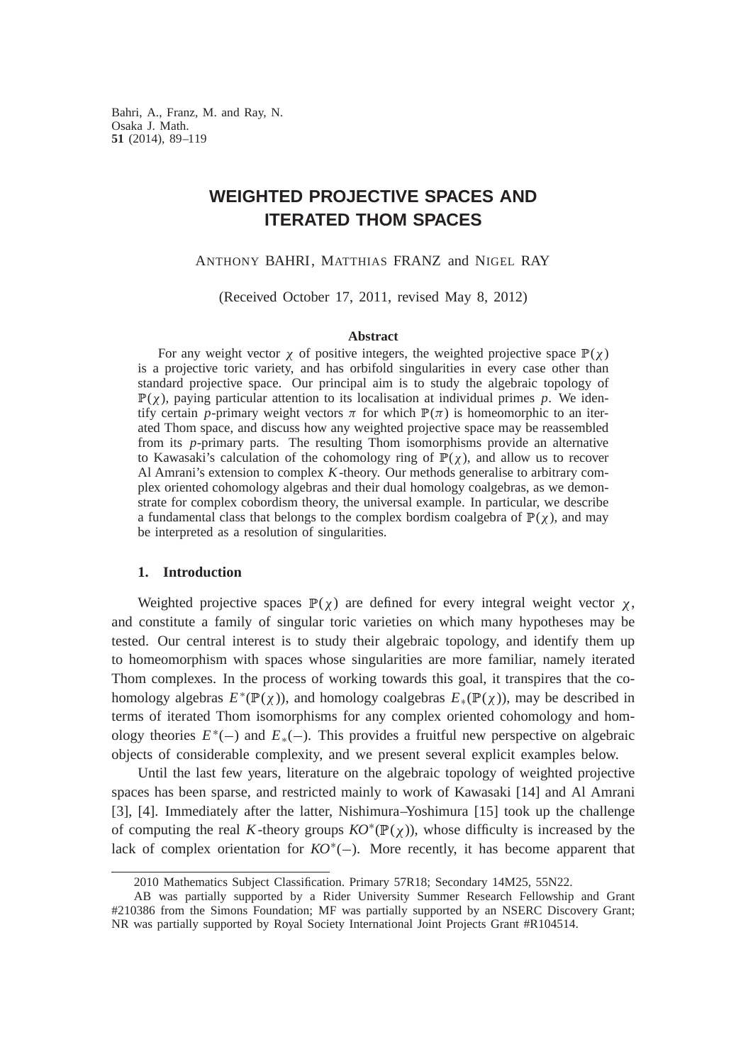Bahri, A., Franz, M. and Ray, N.
Osaka J. Math.
**51** (2014), 89–119

# WEIGHTED PROJECTIVE SPACES AND ITERATED THOM SPACES

ANTHONY BAHRI, MATTHIAS FRANZ and NIGEL RAY

(Received October 17, 2011, revised May 8, 2012)

### Abstract

For any weight vector $\chi$ of positive integers, the weighted projective space $\mathbb{P}(\chi)$ is a projective toric variety, and has orbifold singularities in every case other than standard projective space. Our principal aim is to study the algebraic topology of $\mathbb{P}(\chi)$, paying particular attention to its localisation at individual primes $p$. We identify certain $p$-primary weight vectors $\pi$ for which $\mathbb{P}(\pi)$ is homeomorphic to an iterated Thom space, and discuss how any weighted projective space may be reassembled from its $p$-primary parts. The resulting Thom isomorphisms provide an alternative to Kawasaki's calculation of the cohomology ring of $\mathbb{P}(\chi)$, and allow us to recover Al Amrani's extension to complex $K$-theory. Our methods generalise to arbitrary complex oriented cohomology algebras and their dual homology coalgebras, as we demonstrate for complex cobordism theory, the universal example. In particular, we describe a fundamental class that belongs to the complex bordism coalgebra of $\mathbb{P}(\chi)$, and may be interpreted as a resolution of singularities.

## 1. Introduction

Weighted projective spaces $\mathbb{P}(\chi)$ are defined for every integral weight vector $\chi$, and constitute a family of singular toric varieties on which many hypotheses may be tested. Our central interest is to study their algebraic topology, and identify them up to homeomorphism with spaces whose singularities are more familiar, namely iterated Thom complexes. In the process of working towards this goal, it transpires that the cohomology algebras $E^*(\mathbb{P}(\chi))$, and homology coalgebras $E_*(\mathbb{P}(\chi))$, may be described in terms of iterated Thom isomorphisms for any complex oriented cohomology and homology theories $E^*(-)$ and $E_*(-)$. This provides a fruitful new perspective on algebraic objects of considerable complexity, and we present several explicit examples below.

Until the last few years, literature on the algebraic topology of weighted projective spaces has been sparse, and restricted mainly to work of Kawasaki [14] and Al Amrani [3], [4]. Immediately after the latter, Nishimura–Yoshimura [15] took up the challenge of computing the real $K$-theory groups $KO^*(\mathbb{P}(\chi))$, whose difficulty is increased by the lack of complex orientation for $KO^*(-)$. More recently, it has become apparent that

2010 Mathematics Subject Classification. Primary 57R18; Secondary 14M25, 55N22.

AB was partially supported by a Rider University Summer Research Fellowship and Grant #210386 from the Simons Foundation; MF was partially supported by an NSERC Discovery Grant; NR was partially supported by Royal Society International Joint Projects Grant #R104514.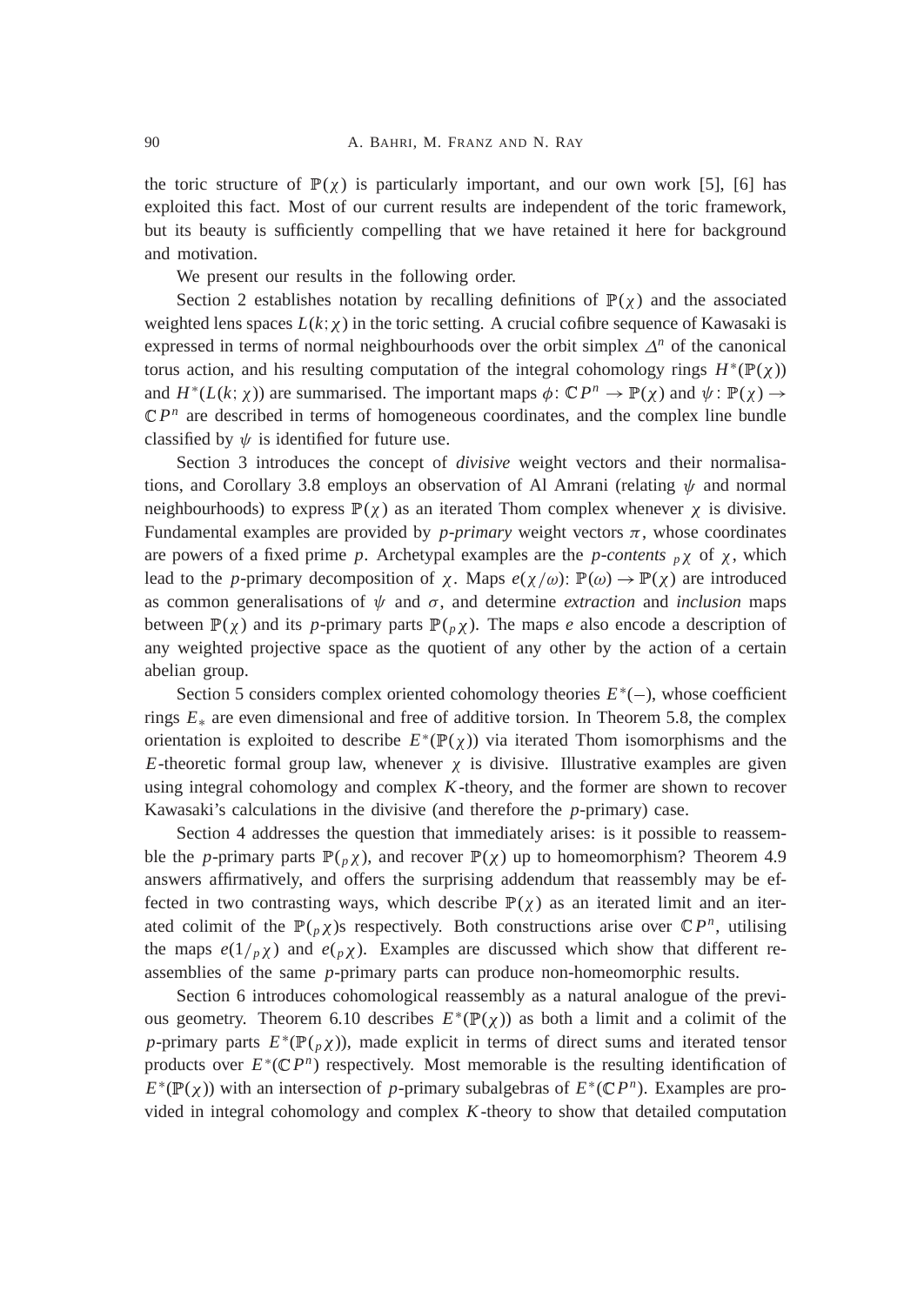the toric structure of $\mathbb{P}(\chi)$ is particularly important, and our own work [5], [6] has exploited this fact. Most of our current results are independent of the toric framework, but its beauty is sufficiently compelling that we have retained it here for background and motivation.

We present our results in the following order.

Section 2 establishes notation by recalling definitions of $\mathbb{P}(\chi)$ and the associated weighted lens spaces $L(k;\chi)$ in the toric setting. A crucial cofibre sequence of Kawasaki is expressed in terms of normal neighbourhoods over the orbit simplex $\varDelta^n$ of the canonical torus action, and his resulting computation of the integral cohomology rings $H^*(\mathbb{P}(\chi))$ and $H^*(L(k;\chi))$ are summarised. The important maps $\phi\colon \mathbb{C}P^n \to \mathbb{P}(\chi)$ and $\psi\colon \mathbb{P}(\chi) \to \mathbb{C}P^n$ are described in terms of homogeneous coordinates, and the complex line bundle classified by $\psi$ is identified for future use.

Section 3 introduces the concept of *divisive* weight vectors and their normalisations, and Corollary 3.8 employs an observation of Al Amrani (relating $\psi$ and normal neighbourhoods) to express $\mathbb{P}(\chi)$ as an iterated Thom complex whenever $\chi$ is divisive. Fundamental examples are provided by *p-primary* weight vectors $\pi$, whose coordinates are powers of a fixed prime $p$. Archetypal examples are the *p-contents* ${}_p\chi$ of $\chi$, which lead to the $p$-primary decomposition of $\chi$. Maps $e(\chi/\omega)\colon \mathbb{P}(\omega) \to \mathbb{P}(\chi)$ are introduced as common generalisations of $\psi$ and $\sigma$, and determine *extraction* and *inclusion* maps between $\mathbb{P}(\chi)$ and its $p$-primary parts $\mathbb{P}({}_p\chi)$. The maps $e$ also encode a description of any weighted projective space as the quotient of any other by the action of a certain abelian group.

Section 5 considers complex oriented cohomology theories $E^*(-)$, whose coefficient rings $E_*$ are even dimensional and free of additive torsion. In Theorem 5.8, the complex orientation is exploited to describe $E^*(\mathbb{P}(\chi))$ via iterated Thom isomorphisms and the $E$-theoretic formal group law, whenever $\chi$ is divisive. Illustrative examples are given using integral cohomology and complex $K$-theory, and the former are shown to recover Kawasaki's calculations in the divisive (and therefore the $p$-primary) case.

Section 4 addresses the question that immediately arises: is it possible to reassemble the $p$-primary parts $\mathbb{P}({}_p\chi)$, and recover $\mathbb{P}(\chi)$ up to homeomorphism? Theorem 4.9 answers affirmatively, and offers the surprising addendum that reassembly may be effected in two contrasting ways, which describe $\mathbb{P}(\chi)$ as an iterated limit and an iterated colimit of the $\mathbb{P}({}_p\chi)$s respectively. Both constructions arise over $\mathbb{C}P^n$, utilising the maps $e(1/{}_p\chi)$ and $e({}_p\chi)$. Examples are discussed which show that different reassemblies of the same $p$-primary parts can produce non-homeomorphic results.

Section 6 introduces cohomological reassembly as a natural analogue of the previous geometry. Theorem 6.10 describes $E^*(\mathbb{P}(\chi))$ as both a limit and a colimit of the $p$-primary parts $E^*(\mathbb{P}({}_p\chi))$, made explicit in terms of direct sums and iterated tensor products over $E^*(\mathbb{C}P^n)$ respectively. Most memorable is the resulting identification of $E^*(\mathbb{P}(\chi))$ with an intersection of $p$-primary subalgebras of $E^*(\mathbb{C}P^n)$. Examples are provided in integral cohomology and complex $K$-theory to show that detailed computation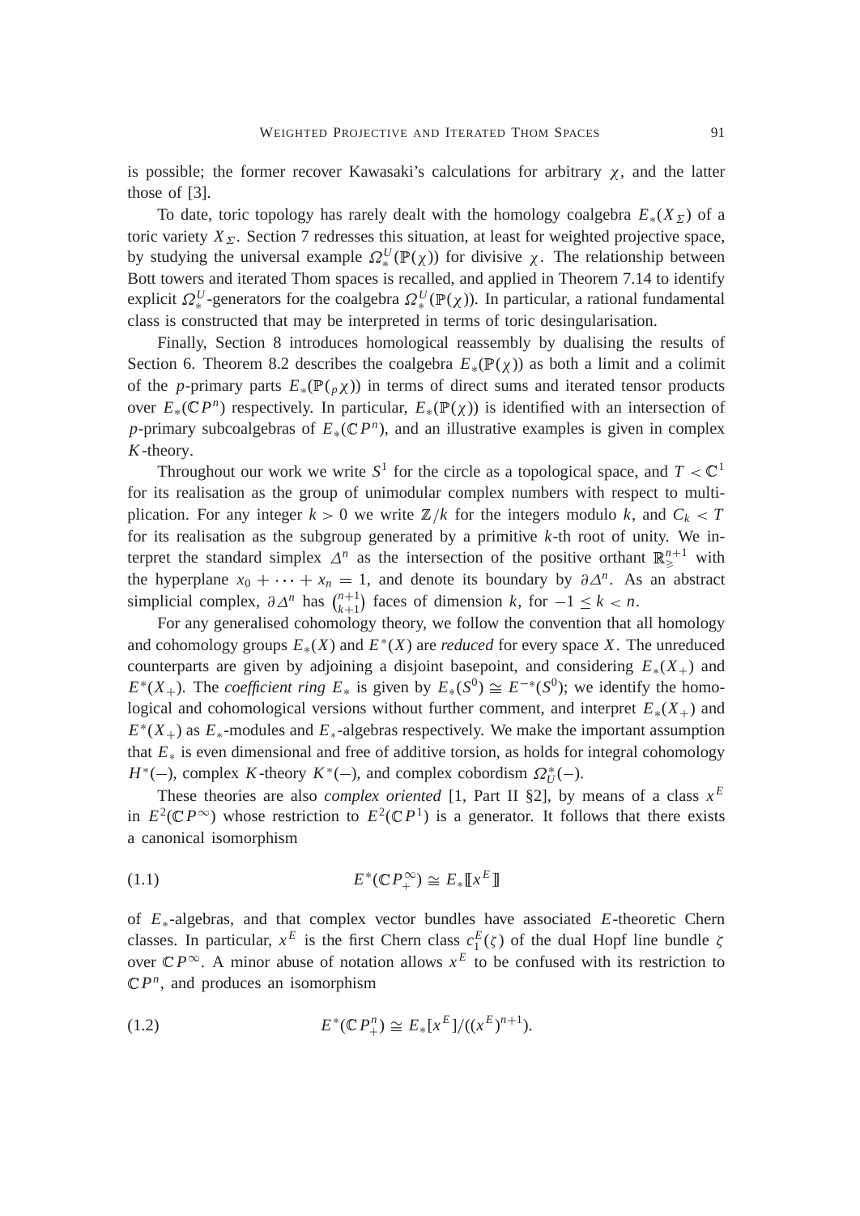is possible; the former recover Kawasaki's calculations for arbitrary $\chi$, and the latter those of [3].

To date, toric topology has rarely dealt with the homology coalgebra $E_*(X_\Sigma)$ of a toric variety $X_\Sigma$. Section 7 redresses this situation, at least for weighted projective space, by studying the universal example $\Omega_*^U(\mathbb{P}(\chi))$ for divisive $\chi$. The relationship between Bott towers and iterated Thom spaces is recalled, and applied in Theorem 7.14 to identify explicit $\Omega_*^U$-generators for the coalgebra $\Omega_*^U(\mathbb{P}(\chi))$. In particular, a rational fundamental class is constructed that may be interpreted in terms of toric desingularisation.

Finally, Section 8 introduces homological reassembly by dualising the results of Section 6. Theorem 8.2 describes the coalgebra $E_*(\mathbb{P}(\chi))$ as both a limit and a colimit of the $p$-primary parts $E_*(\mathbb{P}({}_p\chi))$ in terms of direct sums and iterated tensor products over $E_*(\mathbb{C}P^n)$ respectively. In particular, $E_*(\mathbb{P}(\chi))$ is identified with an intersection of $p$-primary subcoalgebras of $E_*(\mathbb{C}P^n)$, and an illustrative examples is given in complex $K$-theory.

Throughout our work we write $S^1$ for the circle as a topological space, and $T < \mathbb{C}^1$ for its realisation as the group of unimodular complex numbers with respect to multiplication. For any integer $k > 0$ we write $\mathbb{Z}/k$ for the integers modulo $k$, and $C_k < T$ for its realisation as the subgroup generated by a primitive $k$-th root of unity. We interpret the standard simplex $\Delta^n$ as the intersection of the positive orthant $\mathbb{R}^{n+1}_{\geqslant}$ with the hyperplane $x_0 + \cdots + x_n = 1$, and denote its boundary by $\partial\Delta^n$. As an abstract simplicial complex, $\partial\Delta^n$ has $\binom{n+1}{k+1}$ faces of dimension $k$, for $-1 \leq k < n$.

For any generalised cohomology theory, we follow the convention that all homology and cohomology groups $E_*(X)$ and $E^*(X)$ are *reduced* for every space $X$. The unreduced counterparts are given by adjoining a disjoint basepoint, and considering $E_*(X_+)$ and $E^*(X_+)$. The *coefficient ring* $E_*$ is given by $E_*(S^0) \cong E^{-*}(S^0)$; we identify the homological and cohomological versions without further comment, and interpret $E_*(X_+)$ and $E^*(X_+)$ as $E_*$-modules and $E_*$-algebras respectively. We make the important assumption that $E_*$ is even dimensional and free of additive torsion, as holds for integral cohomology $H^*(-)$, complex $K$-theory $K^*(-)$, and complex cobordism $\Omega_U^*(-)$.

These theories are also *complex oriented* [1, Part II §2], by means of a class $x^E$ in $E^2(\mathbb{C}P^\infty)$ whose restriction to $E^2(\mathbb{C}P^1)$ is a generator. It follows that there exists a canonical isomorphism

$$E^*(\mathbb{C}P_+^\infty) \cong E_*[\![x^E]\!] \tag{1.1}$$

of $E_*$-algebras, and that complex vector bundles have associated $E$-theoretic Chern classes. In particular, $x^E$ is the first Chern class $c_1^E(\zeta)$ of the dual Hopf line bundle $\zeta$ over $\mathbb{C}P^\infty$. A minor abuse of notation allows $x^E$ to be confused with its restriction to $\mathbb{C}P^n$, and produces an isomorphism

$$E^*(\mathbb{C}P_+^n) \cong E_*[x^E]/((x^E)^{n+1}). \tag{1.2}$$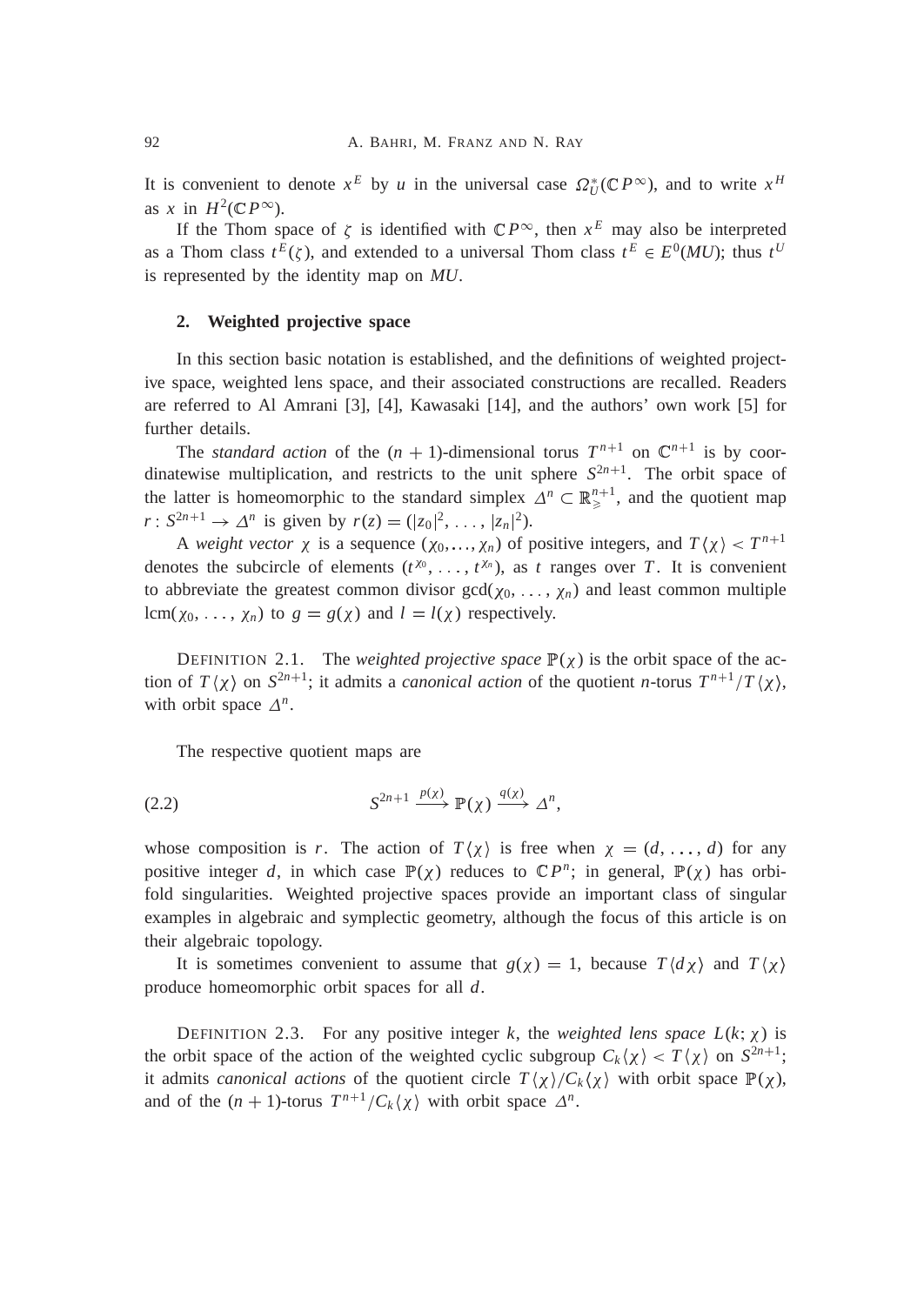It is convenient to denote $x^E$ by $u$ in the universal case $\Omega_U^*(\mathbb{C}P^\infty)$, and to write $x^H$ as $x$ in $H^2(\mathbb{C}P^\infty)$.

If the Thom space of $\zeta$ is identified with $\mathbb{C}P^\infty$, then $x^E$ may also be interpreted as a Thom class $t^E(\zeta)$, and extended to a universal Thom class $t^E \in E^0(MU)$; thus $t^U$ is represented by the identity map on $MU$.

## 2. Weighted projective space

In this section basic notation is established, and the definitions of weighted projective space, weighted lens space, and their associated constructions are recalled. Readers are referred to Al Amrani [3], [4], Kawasaki [14], and the authors' own work [5] for further details.

The *standard action* of the $(n+1)$-dimensional torus $T^{n+1}$ on $\mathbb{C}^{n+1}$ is by coordinatewise multiplication, and restricts to the unit sphere $S^{2n+1}$. The orbit space of the latter is homeomorphic to the standard simplex $\Delta^n \subset \mathbb{R}^{n+1}_{\geqslant}$, and the quotient map $r\colon S^{2n+1} \to \Delta^n$ is given by $r(z) = (|z_0|^2, \dots, |z_n|^2)$.

A *weight vector* $\chi$ is a sequence $(\chi_0, \dots, \chi_n)$ of positive integers, and $T\langle\chi\rangle < T^{n+1}$ denotes the subcircle of elements $(t^{\chi_0}, \dots, t^{\chi_n})$, as $t$ ranges over $T$. It is convenient to abbreviate the greatest common divisor $\gcd(\chi_0, \dots, \chi_n)$ and least common multiple $\operatorname{lcm}(\chi_0, \dots, \chi_n)$ to $g = g(\chi)$ and $l = l(\chi)$ respectively.

DEFINITION 2.1. The *weighted projective space* $\mathbb{P}(\chi)$ is the orbit space of the action of $T\langle\chi\rangle$ on $S^{2n+1}$; it admits a *canonical action* of the quotient $n$-torus $T^{n+1}/T\langle\chi\rangle$, with orbit space $\Delta^n$.

The respective quotient maps are

$$S^{2n+1} \xrightarrow{p(\chi)} \mathbb{P}(\chi) \xrightarrow{q(\chi)} \Delta^n, \tag{2.2}$$

whose composition is $r$. The action of $T\langle\chi\rangle$ is free when $\chi = (d, \dots, d)$ for any positive integer $d$, in which case $\mathbb{P}(\chi)$ reduces to $\mathbb{C}P^n$; in general, $\mathbb{P}(\chi)$ has orbifold singularities. Weighted projective spaces provide an important class of singular examples in algebraic and symplectic geometry, although the focus of this article is on their algebraic topology.

It is sometimes convenient to assume that $g(\chi) = 1$, because $T\langle d\chi\rangle$ and $T\langle\chi\rangle$ produce homeomorphic orbit spaces for all $d$.

DEFINITION 2.3. For any positive integer $k$, the *weighted lens space* $L(k;\chi)$ is the orbit space of the action of the weighted cyclic subgroup $C_k\langle\chi\rangle < T\langle\chi\rangle$ on $S^{2n+1}$; it admits *canonical actions* of the quotient circle $T\langle\chi\rangle/C_k\langle\chi\rangle$ with orbit space $\mathbb{P}(\chi)$, and of the $(n+1)$-torus $T^{n+1}/C_k\langle\chi\rangle$ with orbit space $\Delta^n$.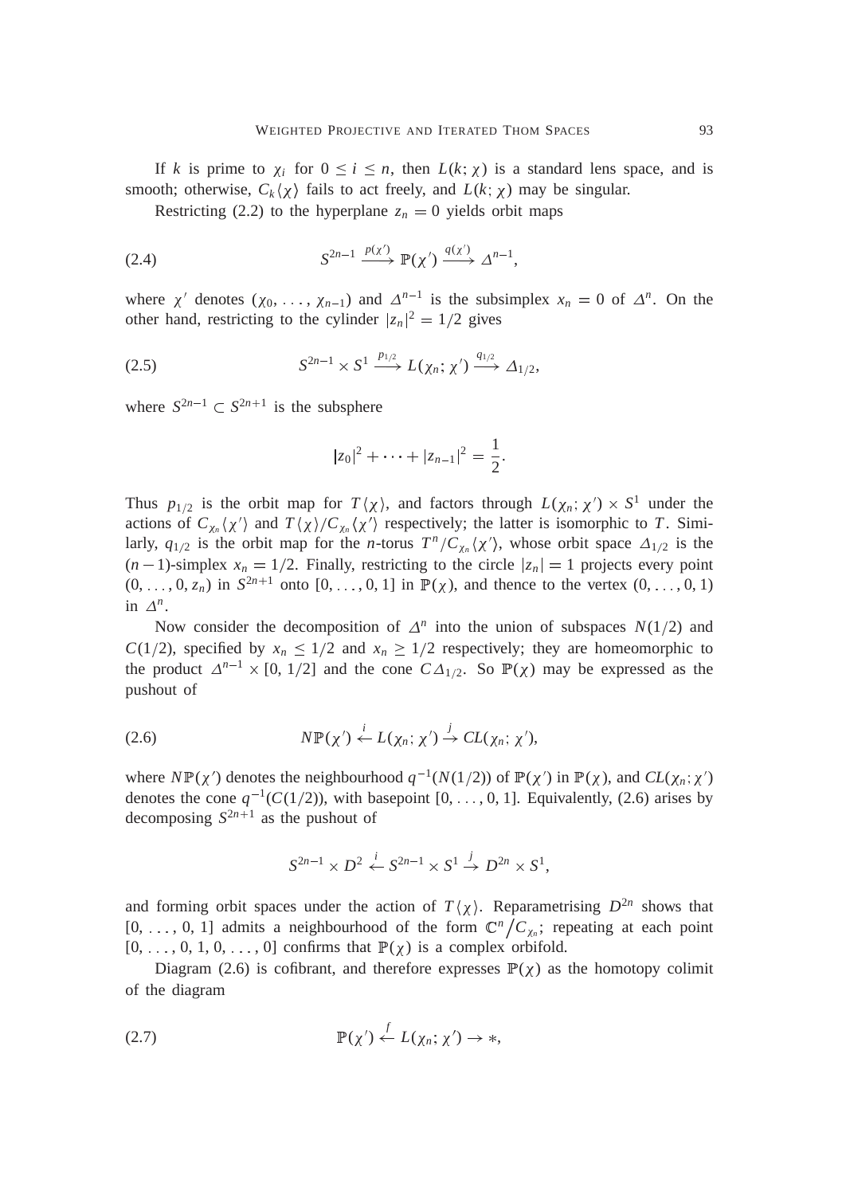If $k$ is prime to $\chi_i$ for $0 \leq i \leq n$, then $L(k;\chi)$ is a standard lens space, and is smooth; otherwise, $C_k\langle\chi\rangle$ fails to act freely, and $L(k;\chi)$ may be singular.

Restricting (2.2) to the hyperplane $z_n = 0$ yields orbit maps

$$S^{2n-1} \xrightarrow{p(\chi')} \mathbb{P}(\chi') \xrightarrow{q(\chi')} \Delta^{n-1}, \tag{2.4}$$

where $\chi'$ denotes $(\chi_0, \ldots, \chi_{n-1})$ and $\Delta^{n-1}$ is the subsimplex $x_n = 0$ of $\Delta^n$. On the other hand, restricting to the cylinder $|z_n|^2 = 1/2$ gives

$$S^{2n-1} \times S^1 \xrightarrow{p_{1/2}} L(\chi_n;\chi') \xrightarrow{q_{1/2}} \Delta_{1/2}, \tag{2.5}$$

where $S^{2n-1} \subset S^{2n+1}$ is the subsphere

$$|z_0|^2 + \cdots + |z_{n-1}|^2 = \frac{1}{2}.$$

Thus $p_{1/2}$ is the orbit map for $T\langle\chi\rangle$, and factors through $L(\chi_n;\chi') \times S^1$ under the actions of $C_{\chi_n}\langle\chi'\rangle$ and $T\langle\chi\rangle/C_{\chi_n}\langle\chi'\rangle$ respectively; the latter is isomorphic to $T$. Similarly, $q_{1/2}$ is the orbit map for the $n$-torus $T^n/C_{\chi_n}\langle\chi'\rangle$, whose orbit space $\Delta_{1/2}$ is the $(n-1)$-simplex $x_n = 1/2$. Finally, restricting to the circle $|z_n| = 1$ projects every point $(0, \ldots, 0, z_n)$ in $S^{2n+1}$ onto $[0, \ldots, 0, 1]$ in $\mathbb{P}(\chi)$, and thence to the vertex $(0, \ldots, 0, 1)$ in $\Delta^n$.

Now consider the decomposition of $\Delta^n$ into the union of subspaces $N(1/2)$ and $C(1/2)$, specified by $x_n \leq 1/2$ and $x_n \geq 1/2$ respectively; they are homeomorphic to the product $\Delta^{n-1} \times [0, 1/2]$ and the cone $C\Delta_{1/2}$. So $\mathbb{P}(\chi)$ may be expressed as the pushout of

$$N\mathbb{P}(\chi') \xleftarrow{i} L(\chi_n;\chi') \xrightarrow{j} CL(\chi_n;\chi'), \tag{2.6}$$

where $N\mathbb{P}(\chi')$ denotes the neighbourhood $q^{-1}(N(1/2))$ of $\mathbb{P}(\chi')$ in $\mathbb{P}(\chi)$, and $CL(\chi_n;\chi')$ denotes the cone $q^{-1}(C(1/2))$, with basepoint $[0, \ldots, 0, 1]$. Equivalently, (2.6) arises by decomposing $S^{2n+1}$ as the pushout of

$$S^{2n-1} \times D^2 \xleftarrow{i} S^{2n-1} \times S^1 \xrightarrow{j} D^{2n} \times S^1,$$

and forming orbit spaces under the action of $T\langle\chi\rangle$. Reparametrising $D^{2n}$ shows that $[0, \ldots, 0, 1]$ admits a neighbourhood of the form $\mathbb{C}^n/C_{\chi_n}$; repeating at each point $[0, \ldots, 0, 1, 0, \ldots, 0]$ confirms that $\mathbb{P}(\chi)$ is a complex orbifold.

Diagram (2.6) is cofibrant, and therefore expresses $\mathbb{P}(\chi)$ as the homotopy colimit of the diagram

$$\mathbb{P}(\chi') \xleftarrow{f} L(\chi_n;\chi') \rightarrow *, \tag{2.7}$$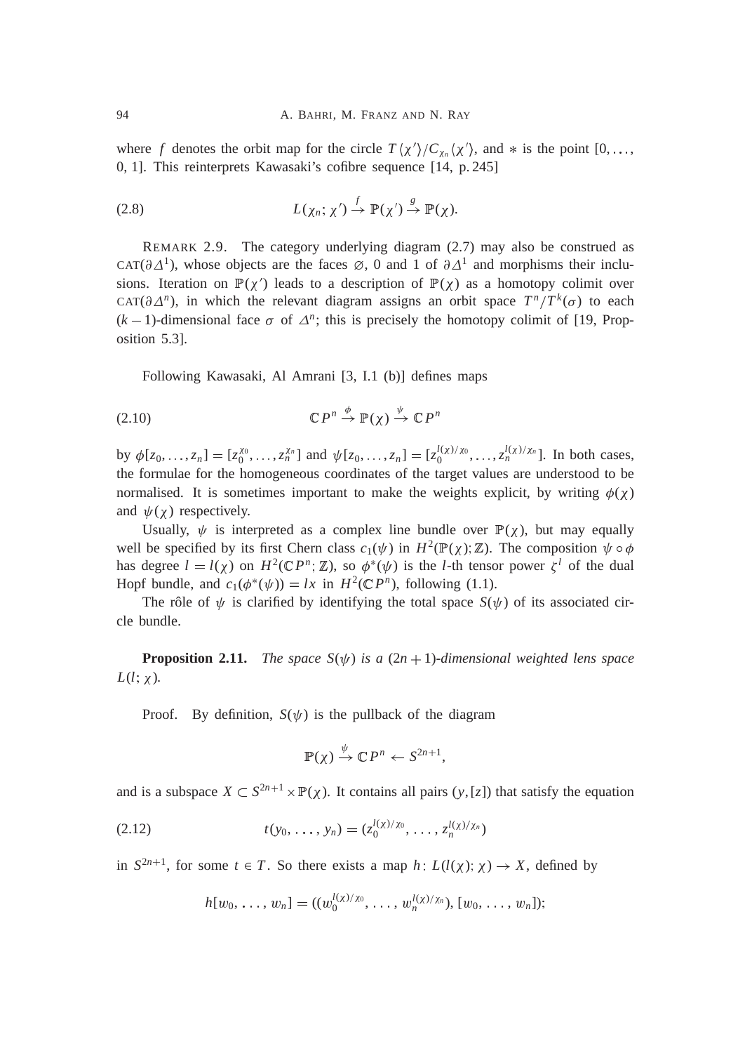where $f$ denotes the orbit map for the circle $T\langle\chi'\rangle/C_{\chi_n}\langle\chi'\rangle$, and $*$ is the point $[0,\ldots,0,1]$. This reinterprets Kawasaki's cofibre sequence [14, p. 245]

$$L(\chi_n;\chi') \xrightarrow{f} \mathbb{P}(\chi') \xrightarrow{g} \mathbb{P}(\chi). \tag{2.8}$$

REMARK 2.9. The category underlying diagram (2.7) may also be construed as $\text{CAT}(\partial\Delta^1)$, whose objects are the faces $\varnothing$, 0 and 1 of $\partial\Delta^1$ and morphisms their inclusions. Iteration on $\mathbb{P}(\chi')$ leads to a description of $\mathbb{P}(\chi)$ as a homotopy colimit over $\text{CAT}(\partial\Delta^n)$, in which the relevant diagram assigns an orbit space $T^n/T^k(\sigma)$ to each $(k-1)$-dimensional face $\sigma$ of $\Delta^n$; this is precisely the homotopy colimit of [19, Proposition 5.3].

Following Kawasaki, Al Amrani [3, I.1 (b)] defines maps

$$\mathbb{C}P^n \xrightarrow{\phi} \mathbb{P}(\chi) \xrightarrow{\psi} \mathbb{C}P^n \tag{2.10}$$

by $\phi[z_0,\ldots,z_n] = [z_0^{\chi_0},\ldots,z_n^{\chi_n}]$ and $\psi[z_0,\ldots,z_n] = [z_0^{l(\chi)/\chi_0},\ldots,z_n^{l(\chi)/\chi_n}]$. In both cases, the formulae for the homogeneous coordinates of the target values are understood to be normalised. It is sometimes important to make the weights explicit, by writing $\phi(\chi)$ and $\psi(\chi)$ respectively.

Usually, $\psi$ is interpreted as a complex line bundle over $\mathbb{P}(\chi)$, but may equally well be specified by its first Chern class $c_1(\psi)$ in $H^2(\mathbb{P}(\chi);\mathbb{Z})$. The composition $\psi\circ\phi$ has degree $l = l(\chi)$ on $H^2(\mathbb{C}P^n;\mathbb{Z})$, so $\phi^*(\psi)$ is the $l$-th tensor power $\zeta^l$ of the dual Hopf bundle, and $c_1(\phi^*(\psi)) = lx$ in $H^2(\mathbb{C}P^n)$, following (1.1).

The rôle of $\psi$ is clarified by identifying the total space $S(\psi)$ of its associated circle bundle.

**Proposition 2.11.** *The space $S(\psi)$ is a $(2n+1)$-dimensional weighted lens space $L(l;\chi)$.*

Proof. By definition, $S(\psi)$ is the pullback of the diagram

$$\mathbb{P}(\chi) \xrightarrow{\psi} \mathbb{C}P^n \leftarrow S^{2n+1},$$

and is a subspace $X \subset S^{2n+1}\times\mathbb{P}(\chi)$. It contains all pairs $(y,[z])$ that satisfy the equation

$$t(y_0,\ldots,y_n) = (z_0^{l(\chi)/\chi_0},\ldots,z_n^{l(\chi)/\chi_n}) \tag{2.12}$$

in $S^{2n+1}$, for some $t\in T$. So there exists a map $h\colon L(l(\chi);\chi)\to X$, defined by

$$h[w_0,\ldots,w_n] = ((w_0^{l(\chi)/\chi_0},\ldots,w_n^{l(\chi)/\chi_n}),[w_0,\ldots,w_n]);$$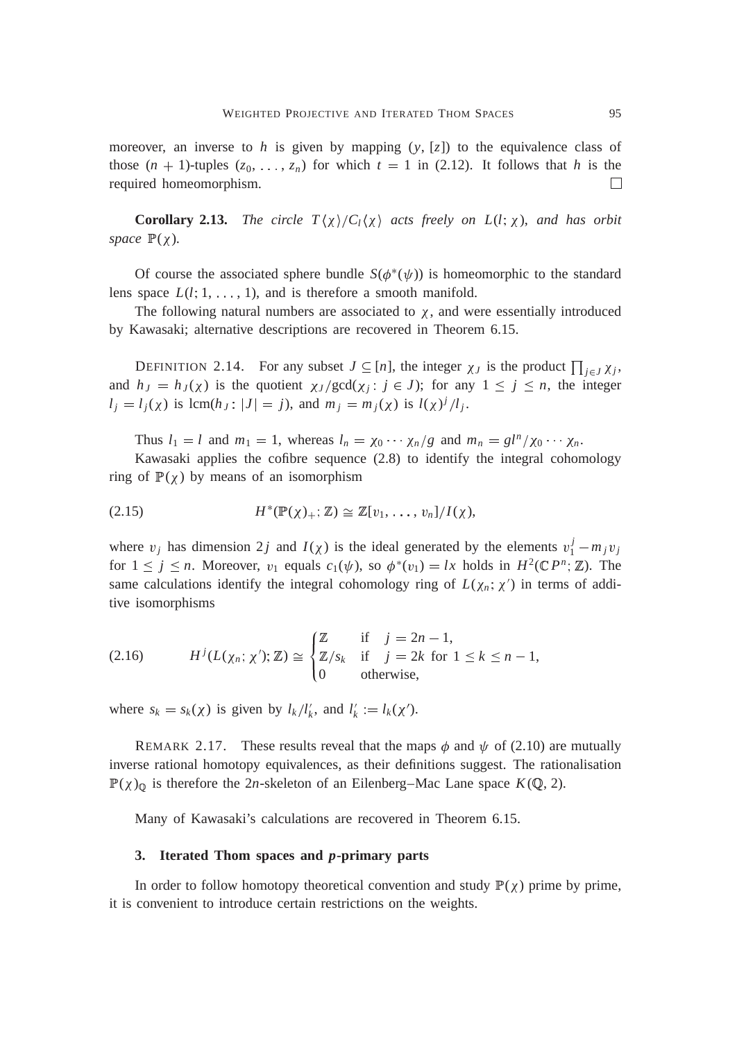moreover, an inverse to $h$ is given by mapping $(y, [z])$ to the equivalence class of those $(n+1)$-tuples $(z_0, \ldots, z_n)$ for which $t = 1$ in (2.12). It follows that $h$ is the required homeomorphism. □

**Corollary 2.13.** *The circle $T\langle\chi\rangle/C_l\langle\chi\rangle$ acts freely on $L(l;\chi)$, and has orbit space $\mathbb{P}(\chi)$.*

Of course the associated sphere bundle $S(\phi^*(\psi))$ is homeomorphic to the standard lens space $L(l; 1, \ldots, 1)$, and is therefore a smooth manifold.

The following natural numbers are associated to $\chi$, and were essentially introduced by Kawasaki; alternative descriptions are recovered in Theorem 6.15.

DEFINITION 2.14. For any subset $J \subseteq [n]$, the integer $\chi_J$ is the product $\prod_{j\in J}\chi_j$, and $h_J = h_J(\chi)$ is the quotient $\chi_J/\gcd(\chi_j \colon j \in J)$; for any $1 \le j \le n$, the integer $l_j = l_j(\chi)$ is $\operatorname{lcm}(h_J \colon |J| = j)$, and $m_j = m_j(\chi)$ is $l(\chi)^j/l_j$.

Thus $l_1 = l$ and $m_1 = 1$, whereas $l_n = \chi_0 \cdots \chi_n/g$ and $m_n = gl^n/\chi_0 \cdots \chi_n$.

Kawasaki applies the cofibre sequence (2.8) to identify the integral cohomology ring of $\mathbb{P}(\chi)$ by means of an isomorphism

$$H^*(\mathbb{P}(\chi)_+;\mathbb{Z}) \cong \mathbb{Z}[v_1, \ldots, v_n]/I(\chi), \tag{2.15}$$

where $v_j$ has dimension $2j$ and $I(\chi)$ is the ideal generated by the elements $v_1^j - m_j v_j$ for $1 \le j \le n$. Moreover, $v_1$ equals $c_1(\psi)$, so $\phi^*(v_1) = lx$ holds in $H^2(\mathbb{C}P^n;\mathbb{Z})$. The same calculations identify the integral cohomology ring of $L(\chi_n;\chi')$ in terms of additive isomorphisms

$$H^j(L(\chi_n;\chi');\mathbb{Z}) \cong \begin{cases} \mathbb{Z} & \text{if} \quad j = 2n-1, \\ \mathbb{Z}/s_k & \text{if} \quad j = 2k \text{ for } 1 \le k \le n-1, \\ 0 & \text{otherwise,} \end{cases} \tag{2.16}$$

where $s_k = s_k(\chi)$ is given by $l_k/l'_k$, and $l'_k := l_k(\chi')$.

REMARK 2.17. These results reveal that the maps $\phi$ and $\psi$ of (2.10) are mutually inverse rational homotopy equivalences, as their definitions suggest. The rationalisation $\mathbb{P}(\chi)_{\mathbb{Q}}$ is therefore the $2n$-skeleton of an Eilenberg–Mac Lane space $K(\mathbb{Q}, 2)$.

Many of Kawasaki's calculations are recovered in Theorem 6.15.

## 3. Iterated Thom spaces and *p*-primary parts

In order to follow homotopy theoretical convention and study $\mathbb{P}(\chi)$ prime by prime, it is convenient to introduce certain restrictions on the weights.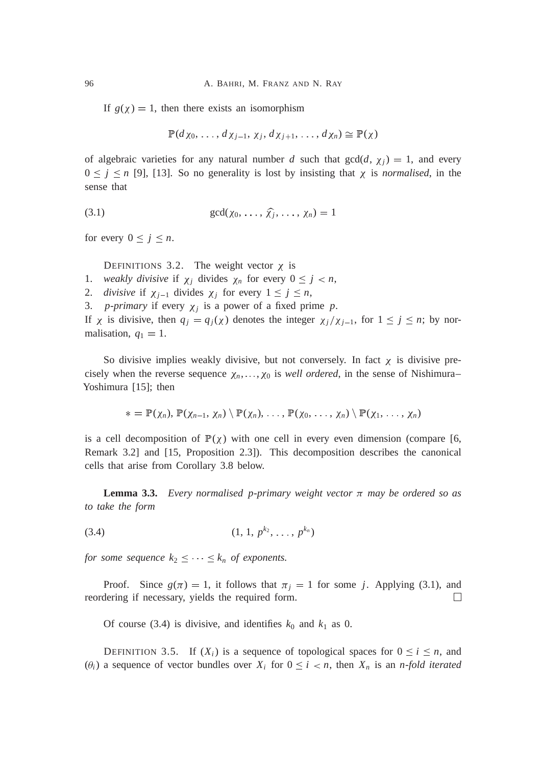If $g(\chi) = 1$, then there exists an isomorphism

$$\mathbb{P}(d\chi_0, \ldots, d\chi_{j-1}, \chi_j, d\chi_{j+1}, \ldots, d\chi_n) \cong \mathbb{P}(\chi)$$

of algebraic varieties for any natural number $d$ such that $\gcd(d, \chi_j) = 1$, and every $0 \leq j \leq n$ [9], [13]. So no generality is lost by insisting that $\chi$ is *normalised*, in the sense that

$$\gcd(\chi_0, \ldots, \widehat{\chi}_j, \ldots, \chi_n) = 1 \tag{3.1}$$

for every $0 \leq j \leq n$.

DEFINITIONS 3.2. The weight vector $\chi$ is

1. *weakly divisive* if $\chi_j$ divides $\chi_n$ for every $0 \leq j < n$,
2. *divisive* if $\chi_{j-1}$ divides $\chi_j$ for every $1 \leq j \leq n$,
3. *$p$-primary* if every $\chi_j$ is a power of a fixed prime $p$.

If $\chi$ is divisive, then $q_j = q_j(\chi)$ denotes the integer $\chi_j/\chi_{j-1}$, for $1 \leq j \leq n$; by normalisation, $q_1 = 1$.

So divisive implies weakly divisive, but not conversely. In fact $\chi$ is divisive precisely when the reverse sequence $\chi_n, \ldots, \chi_0$ is *well ordered*, in the sense of Nishimura–Yoshimura [15]; then

$$* = \mathbb{P}(\chi_n),\ \mathbb{P}(\chi_{n-1}, \chi_n) \setminus \mathbb{P}(\chi_n),\ \ldots,\ \mathbb{P}(\chi_0, \ldots, \chi_n) \setminus \mathbb{P}(\chi_1, \ldots, \chi_n)$$

is a cell decomposition of $\mathbb{P}(\chi)$ with one cell in every even dimension (compare [6, Remark 3.2] and [15, Proposition 2.3]). This decomposition describes the canonical cells that arise from Corollary 3.8 below.

**Lemma 3.3.** *Every normalised $p$-primary weight vector $\pi$ may be ordered so as to take the form*

$$(1, 1, p^{k_2}, \ldots, p^{k_n}) \tag{3.4}$$

*for some sequence $k_2 \leq \cdots \leq k_n$ of exponents.*

Proof. Since $g(\pi) = 1$, it follows that $\pi_j = 1$ for some $j$. Applying (3.1), and reordering if necessary, yields the required form. □

Of course (3.4) is divisive, and identifies $k_0$ and $k_1$ as 0.

DEFINITION 3.5. If $(X_i)$ is a sequence of topological spaces for $0 \leq i \leq n$, and $(\theta_i)$ a sequence of vector bundles over $X_i$ for $0 \leq i < n$, then $X_n$ is an *$n$-fold iterated*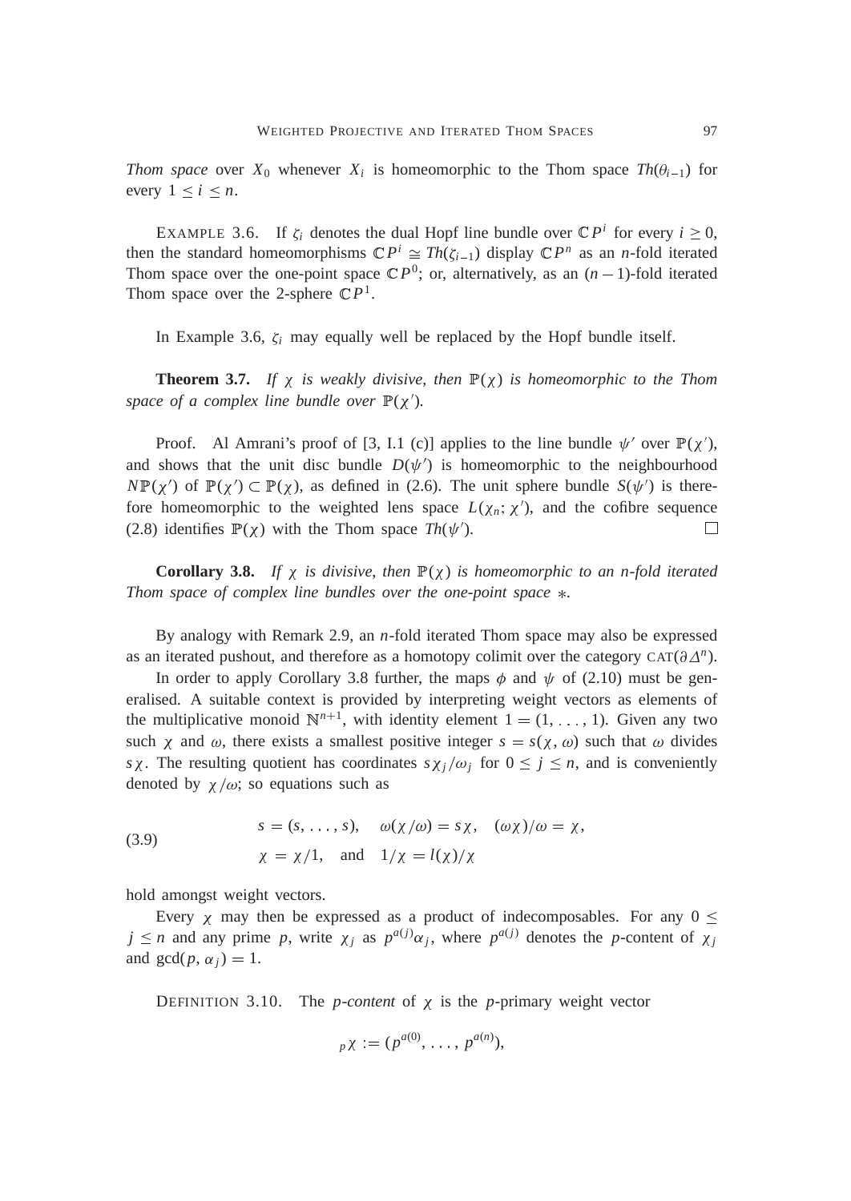*Thom space* over $X_0$ whenever $X_i$ is homeomorphic to the Thom space $Th(\theta_{i-1})$ for every $1 \leq i \leq n$.

EXAMPLE 3.6. If $\zeta_i$ denotes the dual Hopf line bundle over $\mathbb{C}P^i$ for every $i \geq 0$, then the standard homeomorphisms $\mathbb{C}P^i \cong Th(\zeta_{i-1})$ display $\mathbb{C}P^n$ as an $n$-fold iterated Thom space over the one-point space $\mathbb{C}P^0$; or, alternatively, as an $(n-1)$-fold iterated Thom space over the 2-sphere $\mathbb{C}P^1$.

In Example 3.6, $\zeta_i$ may equally well be replaced by the Hopf bundle itself.

**Theorem 3.7.** *If $\chi$ is weakly divisive, then $\mathbb{P}(\chi)$ is homeomorphic to the Thom space of a complex line bundle over $\mathbb{P}(\chi')$.*

Proof. Al Amrani's proof of [3, I.1 (c)] applies to the line bundle $\psi'$ over $\mathbb{P}(\chi')$, and shows that the unit disc bundle $D(\psi')$ is homeomorphic to the neighbourhood $N\mathbb{P}(\chi')$ of $\mathbb{P}(\chi') \subset \mathbb{P}(\chi)$, as defined in (2.6). The unit sphere bundle $S(\psi')$ is therefore homeomorphic to the weighted lens space $L(\chi_n; \chi')$, and the cofibre sequence (2.8) identifies $\mathbb{P}(\chi)$ with the Thom space $Th(\psi')$. □

**Corollary 3.8.** *If $\chi$ is divisive, then $\mathbb{P}(\chi)$ is homeomorphic to an $n$-fold iterated Thom space of complex line bundles over the one-point space $*$.*

By analogy with Remark 2.9, an $n$-fold iterated Thom space may also be expressed as an iterated pushout, and therefore as a homotopy colimit over the category $\text{CAT}(\partial\Delta^n)$.

In order to apply Corollary 3.8 further, the maps $\phi$ and $\psi$ of (2.10) must be generalised. A suitable context is provided by interpreting weight vectors as elements of the multiplicative monoid $\mathbb{N}^{n+1}$, with identity element $1 = (1, \ldots, 1)$. Given any two such $\chi$ and $\omega$, there exists a smallest positive integer $s = s(\chi, \omega)$ such that $\omega$ divides $s\chi$. The resulting quotient has coordinates $s\chi_j/\omega_j$ for $0 \leq j \leq n$, and is conveniently denoted by $\chi/\omega$; so equations such as

$$
\begin{aligned}
&s = (s, \ldots, s), \quad \omega(\chi/\omega) = s\chi, \quad (\omega\chi)/\omega = \chi, \\
&\chi = \chi/1, \quad \text{and} \quad 1/\chi = l(\chi)/\chi
\end{aligned}
\tag{3.9}
$$

hold amongst weight vectors.

Every $\chi$ may then be expressed as a product of indecomposables. For any $0 \leq j \leq n$ and any prime $p$, write $\chi_j$ as $p^{a(j)}\alpha_j$, where $p^{a(j)}$ denotes the $p$-content of $\chi_j$ and $\gcd(p, \alpha_j) = 1$.

DEFINITION 3.10. The *$p$-content* of $\chi$ is the $p$-primary weight vector

$$
{}_p\chi := (p^{a(0)}, \ldots, p^{a(n)}),
$$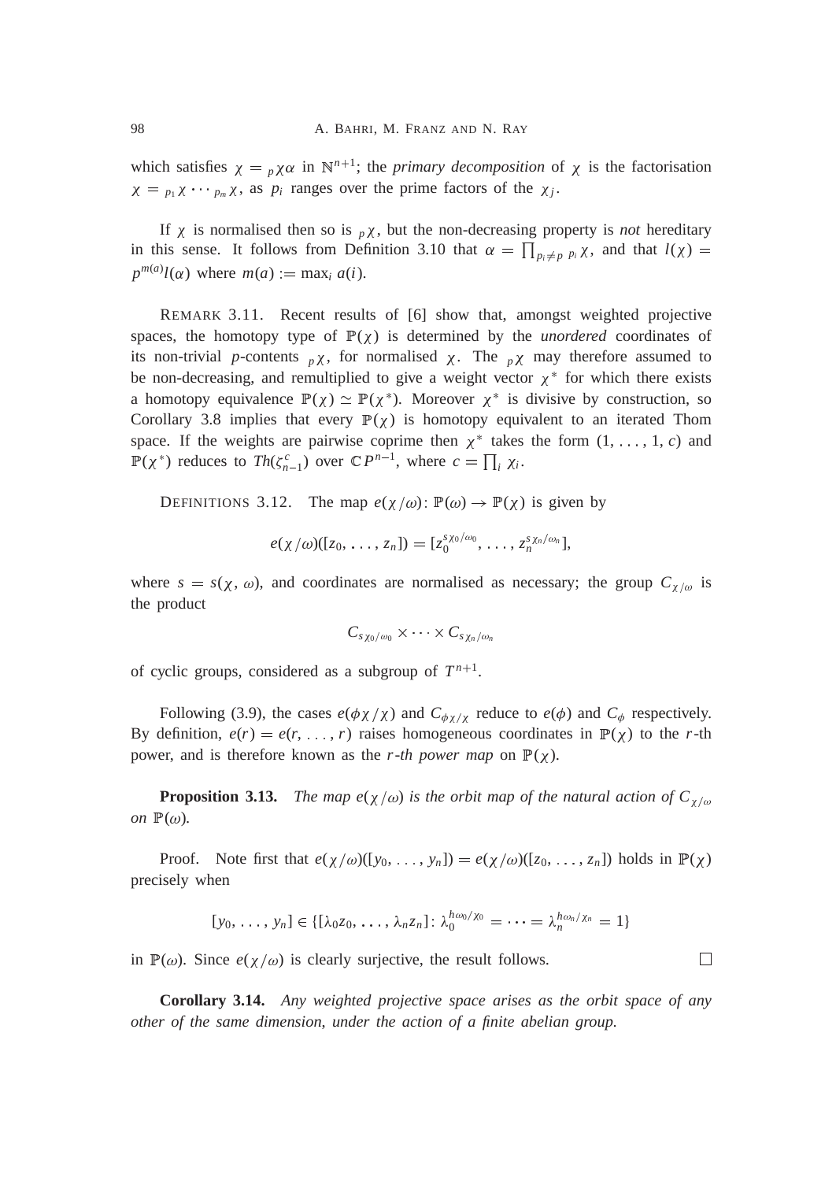which satisfies $\chi = {}_p\chi\alpha$ in $\mathbb{N}^{n+1}$; the *primary decomposition* of $\chi$ is the factorisation $\chi = {}_{p_1}\chi \cdots {}_{p_m}\chi$, as $p_i$ ranges over the prime factors of the $\chi_j$.

If $\chi$ is normalised then so is ${}_p\chi$, but the non-decreasing property is *not* hereditary in this sense. It follows from Definition 3.10 that $\alpha = \prod_{p_i \neq p} {}_{p_i}\chi$, and that $l(\chi) = p^{m(a)} l(\alpha)$ where $m(a) := \max_i a(i)$.

REMARK 3.11. Recent results of [6] show that, amongst weighted projective spaces, the homotopy type of $\mathbb{P}(\chi)$ is determined by the *unordered* coordinates of its non-trivial $p$-contents ${}_p\chi$, for normalised $\chi$. The ${}_p\chi$ may therefore assumed to be non-decreasing, and remultiplied to give a weight vector $\chi^*$ for which there exists a homotopy equivalence $\mathbb{P}(\chi) \simeq \mathbb{P}(\chi^*)$. Moreover $\chi^*$ is divisive by construction, so Corollary 3.8 implies that every $\mathbb{P}(\chi)$ is homotopy equivalent to an iterated Thom space. If the weights are pairwise coprime then $\chi^*$ takes the form $(1, \ldots, 1, c)$ and $\mathbb{P}(\chi^*)$ reduces to $Th(\zeta_{n-1}^c)$ over $\mathbb{C}P^{n-1}$, where $c = \prod_i \chi_i$.

DEFINITIONS 3.12. The map $e(\chi/\omega)\colon \mathbb{P}(\omega) \to \mathbb{P}(\chi)$ is given by

$$e(\chi/\omega)([z_0, \ldots, z_n]) = [z_0^{s\chi_0/\omega_0}, \ldots, z_n^{s\chi_n/\omega_n}],$$

where $s = s(\chi, \omega)$, and coordinates are normalised as necessary; the group $C_{\chi/\omega}$ is the product

$$C_{s\chi_0/\omega_0} \times \cdots \times C_{s\chi_n/\omega_n}$$

of cyclic groups, considered as a subgroup of $T^{n+1}$.

Following (3.9), the cases $e(\phi\chi/\chi)$ and $C_{\phi\chi/\chi}$ reduce to $e(\phi)$ and $C_\phi$ respectively. By definition, $e(r) = e(r, \ldots, r)$ raises homogeneous coordinates in $\mathbb{P}(\chi)$ to the $r$-th power, and is therefore known as the *$r$-th power map* on $\mathbb{P}(\chi)$.

**Proposition 3.13.** *The map $e(\chi/\omega)$ is the orbit map of the natural action of $C_{\chi/\omega}$ on $\mathbb{P}(\omega)$.*

Proof. Note first that $e(\chi/\omega)([y_0, \ldots, y_n]) = e(\chi/\omega)([z_0, \ldots, z_n])$ holds in $\mathbb{P}(\chi)$ precisely when

$$[y_0, \ldots, y_n] \in \{[\lambda_0 z_0, \ldots, \lambda_n z_n] \colon \lambda_0^{h\omega_0/\chi_0} = \cdots = \lambda_n^{h\omega_n/\chi_n} = 1\}$$

in $\mathbb{P}(\omega)$. Since $e(\chi/\omega)$ is clearly surjective, the result follows. $\square$

**Corollary 3.14.** *Any weighted projective space arises as the orbit space of any other of the same dimension, under the action of a finite abelian group.*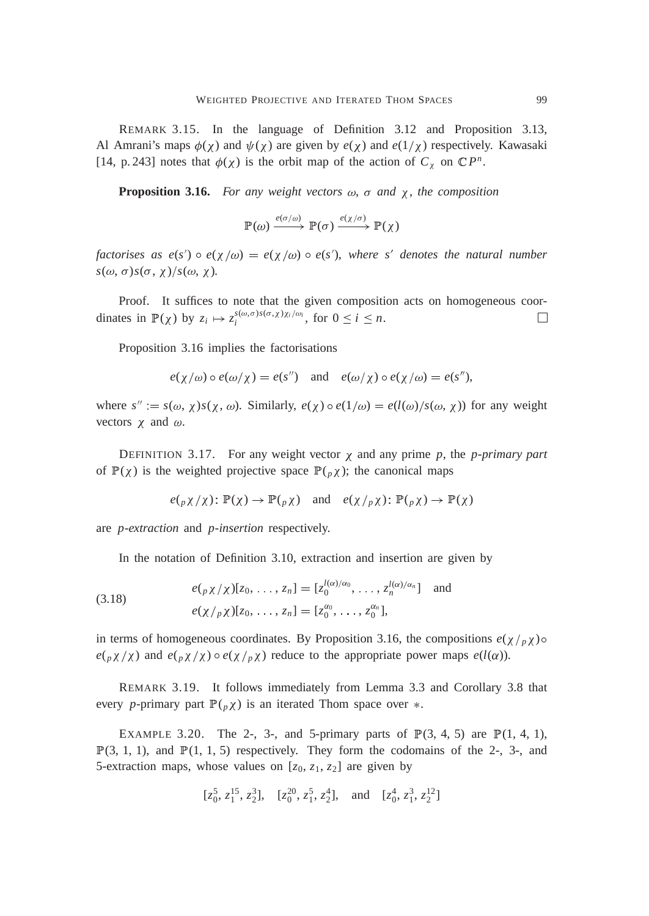REMARK 3.15. In the language of Definition 3.12 and Proposition 3.13, Al Amrani's maps $\phi(\chi)$ and $\psi(\chi)$ are given by $e(\chi)$ and $e(1/\chi)$ respectively. Kawasaki [14, p. 243] notes that $\phi(\chi)$ is the orbit map of the action of $C_\chi$ on $\mathbb{C}P^n$.

**Proposition 3.16.** *For any weight vectors $\omega$, $\sigma$ and $\chi$, the composition*

$$\mathbb{P}(\omega) \xrightarrow{e(\sigma/\omega)} \mathbb{P}(\sigma) \xrightarrow{e(\chi/\sigma)} \mathbb{P}(\chi)$$

*factorises as $e(s') \circ e(\chi/\omega) = e(\chi/\omega) \circ e(s')$, where $s'$ denotes the natural number $s(\omega, \sigma)s(\sigma, \chi)/s(\omega, \chi)$.*

Proof. It suffices to note that the given composition acts on homogeneous coordinates in $\mathbb{P}(\chi)$ by $z_i \mapsto z_i^{s(\omega,\sigma)s(\sigma,\chi)\chi_i/\omega_i}$, for $0 \leq i \leq n$. $\square$

Proposition 3.16 implies the factorisations

$$e(\chi/\omega) \circ e(\omega/\chi) = e(s'') \quad \text{and} \quad e(\omega/\chi) \circ e(\chi/\omega) = e(s''),$$

where $s'' := s(\omega, \chi)s(\chi, \omega)$. Similarly, $e(\chi) \circ e(1/\omega) = e(l(\omega)/s(\omega, \chi))$ for any weight vectors $\chi$ and $\omega$.

DEFINITION 3.17. For any weight vector $\chi$ and any prime $p$, the *p-primary part* of $\mathbb{P}(\chi)$ is the weighted projective space $\mathbb{P}({}_p\chi)$; the canonical maps

$$e({}_p\chi/\chi)\colon \mathbb{P}(\chi) \to \mathbb{P}({}_p\chi) \quad \text{and} \quad e(\chi/{}_p\chi)\colon \mathbb{P}({}_p\chi) \to \mathbb{P}(\chi)$$

are *p-extraction* and *p-insertion* respectively.

In the notation of Definition 3.10, extraction and insertion are given by

$$\begin{aligned} e({}_p\chi/\chi)[z_0, \ldots, z_n] &= [z_0^{l(\alpha)/\alpha_0}, \ldots, z_n^{l(\alpha)/\alpha_n}] \quad \text{and} \\ e(\chi/{}_p\chi)[z_0, \ldots, z_n] &= [z_0^{\alpha_0}, \ldots, z_0^{\alpha_n}], \end{aligned} \tag{3.18}$$

in terms of homogeneous coordinates. By Proposition 3.16, the compositions $e(\chi/{}_p\chi) \circ e({}_p\chi/\chi)$ and $e({}_p\chi/\chi) \circ e(\chi/{}_p\chi)$ reduce to the appropriate power maps $e(l(\alpha))$.

REMARK 3.19. It follows immediately from Lemma 3.3 and Corollary 3.8 that every $p$-primary part $\mathbb{P}({}_p\chi)$ is an iterated Thom space over $*$.

EXAMPLE 3.20. The 2-, 3-, and 5-primary parts of $\mathbb{P}(3, 4, 5)$ are $\mathbb{P}(1, 4, 1)$, $\mathbb{P}(3, 1, 1)$, and $\mathbb{P}(1, 1, 5)$ respectively. They form the codomains of the 2-, 3-, and 5-extraction maps, whose values on $[z_0, z_1, z_2]$ are given by

$$[z_0^5, z_1^{15}, z_2^3], \quad [z_0^{20}, z_1^5, z_2^4], \quad \text{and} \quad [z_0^4, z_1^3, z_2^{12}]$$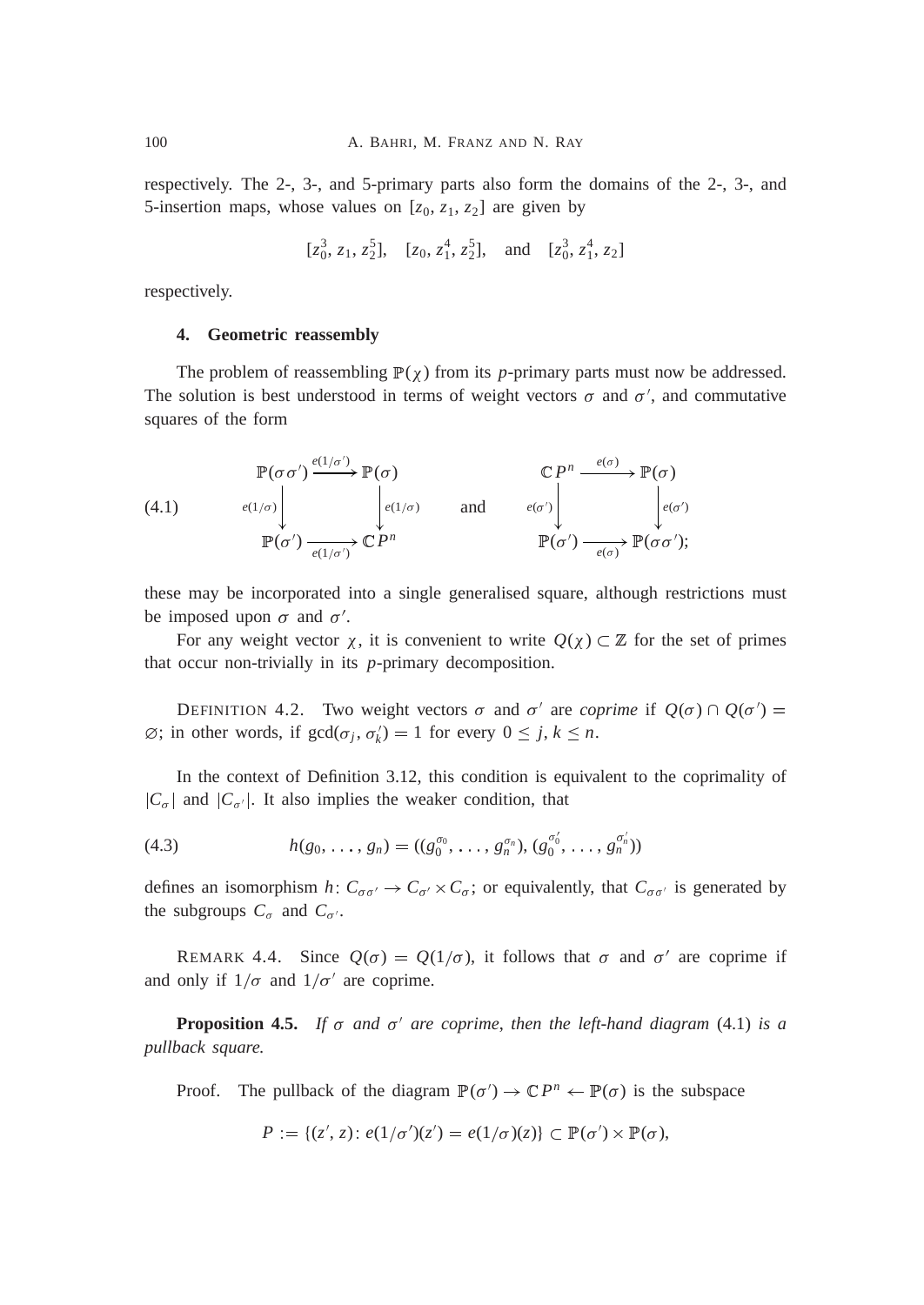respectively. The 2-, 3-, and 5-primary parts also form the domains of the 2-, 3-, and 5-insertion maps, whose values on $[z_0, z_1, z_2]$ are given by

$$[z_0^3, z_1, z_2^5], \quad [z_0, z_1^4, z_2^5], \quad \text{and} \quad [z_0^3, z_1^4, z_2]$$

respectively.

## 4. Geometric reassembly

The problem of reassembling $\mathbb{P}(\chi)$ from its $p$-primary parts must now be addressed. The solution is best understood in terms of weight vectors $\sigma$ and $\sigma'$, and commutative squares of the form

$$(4.1)\qquad \begin{array}{ccc} \mathbb{P}(\sigma\sigma') & \xrightarrow{e(1/\sigma')} & \mathbb{P}(\sigma) \\ {\scriptstyle e(1/\sigma)}\big\downarrow & & \big\downarrow{\scriptstyle e(1/\sigma)} \\ \mathbb{P}(\sigma') & \xrightarrow[e(1/\sigma')]{} & \mathbb{C}P^n \end{array} \qquad \text{and} \qquad \begin{array}{ccc} \mathbb{C}P^n & \xrightarrow{e(\sigma)} & \mathbb{P}(\sigma) \\ {\scriptstyle e(\sigma')}\big\downarrow & & \big\downarrow{\scriptstyle e(\sigma')} \\ \mathbb{P}(\sigma') & \xrightarrow[e(\sigma)]{} & \mathbb{P}(\sigma\sigma'); \end{array}$$

these may be incorporated into a single generalised square, although restrictions must be imposed upon $\sigma$ and $\sigma'$.

For any weight vector $\chi$, it is convenient to write $Q(\chi) \subset \mathbb{Z}$ for the set of primes that occur non-trivially in its $p$-primary decomposition.

DEFINITION 4.2. Two weight vectors $\sigma$ and $\sigma'$ are *coprime* if $Q(\sigma) \cap Q(\sigma') = \varnothing$; in other words, if $\gcd(\sigma_j, \sigma'_k) = 1$ for every $0 \leq j, k \leq n$.

In the context of Definition 3.12, this condition is equivalent to the coprimality of $|C_\sigma|$ and $|C_{\sigma'}|$. It also implies the weaker condition, that

$$(4.3)\qquad h(g_0, \ldots, g_n) = ((g_0^{\sigma_0}, \ldots, g_n^{\sigma_n}), (g_0^{\sigma'_0}, \ldots, g_n^{\sigma'_n}))$$

defines an isomorphism $h\colon C_{\sigma\sigma'} \to C_{\sigma'} \times C_\sigma$; or equivalently, that $C_{\sigma\sigma'}$ is generated by the subgroups $C_\sigma$ and $C_{\sigma'}$.

REMARK 4.4. Since $Q(\sigma) = Q(1/\sigma)$, it follows that $\sigma$ and $\sigma'$ are coprime if and only if $1/\sigma$ and $1/\sigma'$ are coprime.

**Proposition 4.5.** *If $\sigma$ and $\sigma'$ are coprime, then the left-hand diagram* (4.1) *is a pullback square.*

Proof. The pullback of the diagram $\mathbb{P}(\sigma') \to \mathbb{C}P^n \leftarrow \mathbb{P}(\sigma)$ is the subspace

$$P := \{(z', z)\colon e(1/\sigma')(z') = e(1/\sigma)(z)\} \subset \mathbb{P}(\sigma') \times \mathbb{P}(\sigma),$$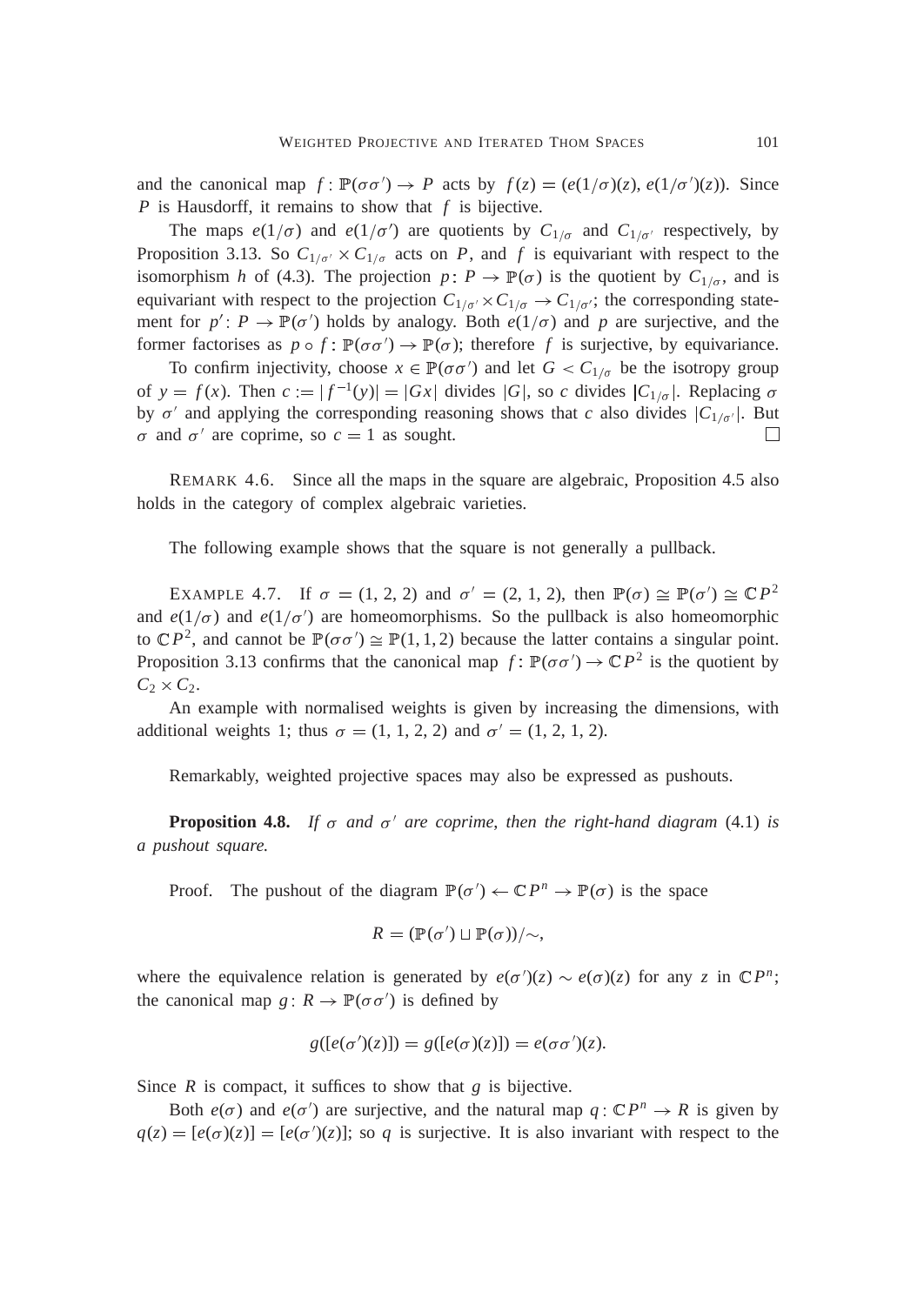and the canonical map $f: \mathbb{P}(\sigma\sigma') \to P$ acts by $f(z) = (e(1/\sigma)(z), e(1/\sigma')(z))$. Since $P$ is Hausdorff, it remains to show that $f$ is bijective.

The maps $e(1/\sigma)$ and $e(1/\sigma')$ are quotients by $C_{1/\sigma}$ and $C_{1/\sigma'}$ respectively, by Proposition 3.13. So $C_{1/\sigma'} \times C_{1/\sigma}$ acts on $P$, and $f$ is equivariant with respect to the isomorphism $h$ of (4.3). The projection $p: P \to \mathbb{P}(\sigma)$ is the quotient by $C_{1/\sigma}$, and is equivariant with respect to the projection $C_{1/\sigma'} \times C_{1/\sigma} \to C_{1/\sigma'}$; the corresponding statement for $p': P \to \mathbb{P}(\sigma')$ holds by analogy. Both $e(1/\sigma)$ and $p$ are surjective, and the former factorises as $p \circ f: \mathbb{P}(\sigma\sigma') \to \mathbb{P}(\sigma)$; therefore $f$ is surjective, by equivariance.

To confirm injectivity, choose $x \in \mathbb{P}(\sigma\sigma')$ and let $G < C_{1/\sigma}$ be the isotropy group of $y = f(x)$. Then $c := |f^{-1}(y)| = |Gx|$ divides $|G|$, so $c$ divides $|C_{1/\sigma}|$. Replacing $\sigma$ by $\sigma'$ and applying the corresponding reasoning shows that $c$ also divides $|C_{1/\sigma'}|$. But $\sigma$ and $\sigma'$ are coprime, so $c = 1$ as sought. □

REMARK 4.6. Since all the maps in the square are algebraic, Proposition 4.5 also holds in the category of complex algebraic varieties.

The following example shows that the square is not generally a pullback.

EXAMPLE 4.7. If $\sigma = (1, 2, 2)$ and $\sigma' = (2, 1, 2)$, then $\mathbb{P}(\sigma) \cong \mathbb{P}(\sigma') \cong \mathbb{C}P^2$ and $e(1/\sigma)$ and $e(1/\sigma')$ are homeomorphisms. So the pullback is also homeomorphic to $\mathbb{C}P^2$, and cannot be $\mathbb{P}(\sigma\sigma') \cong \mathbb{P}(1, 1, 2)$ because the latter contains a singular point. Proposition 3.13 confirms that the canonical map $f: \mathbb{P}(\sigma\sigma') \to \mathbb{C}P^2$ is the quotient by $C_2 \times C_2$.

An example with normalised weights is given by increasing the dimensions, with additional weights 1; thus $\sigma = (1, 1, 2, 2)$ and $\sigma' = (1, 2, 1, 2)$.

Remarkably, weighted projective spaces may also be expressed as pushouts.

**Proposition 4.8.** *If $\sigma$ and $\sigma'$ are coprime, then the right-hand diagram* (4.1) *is a pushout square.*

*Proof.* The pushout of the diagram $\mathbb{P}(\sigma') \leftarrow \mathbb{C}P^n \to \mathbb{P}(\sigma)$ is the space

$$R = (\mathbb{P}(\sigma') \sqcup \mathbb{P}(\sigma))/\sim,$$

where the equivalence relation is generated by $e(\sigma')(z) \sim e(\sigma)(z)$ for any $z$ in $\mathbb{C}P^n$; the canonical map $g: R \to \mathbb{P}(\sigma\sigma')$ is defined by

$$g([e(\sigma')(z)]) = g([e(\sigma)(z)]) = e(\sigma\sigma')(z).$$

Since $R$ is compact, it suffices to show that $g$ is bijective.

Both $e(\sigma)$ and $e(\sigma')$ are surjective, and the natural map $q: \mathbb{C}P^n \to R$ is given by $q(z) = [e(\sigma)(z)] = [e(\sigma')(z)]$; so $q$ is surjective. It is also invariant with respect to the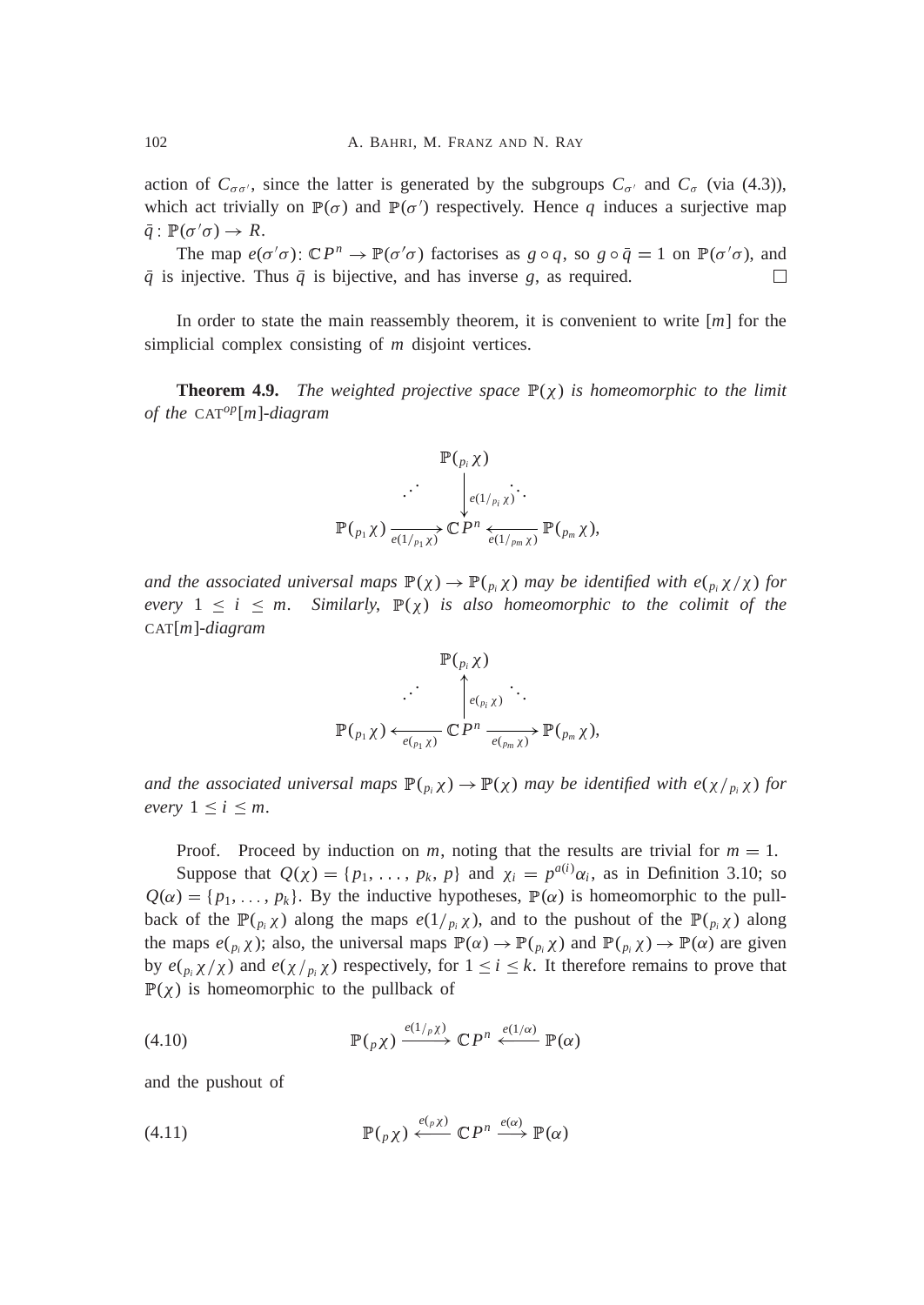action of $C_{\sigma\sigma'}$, since the latter is generated by the subgroups $C_{\sigma'}$ and $C_\sigma$ (via (4.3)), which act trivially on $\mathbb{P}(\sigma)$ and $\mathbb{P}(\sigma')$ respectively. Hence $q$ induces a surjective map $\bar{q}\colon \mathbb{P}(\sigma'\sigma) \to R$.

The map $e(\sigma'\sigma)\colon \mathbb{C}P^n \to \mathbb{P}(\sigma'\sigma)$ factorises as $g \circ q$, so $g \circ \bar{q} = 1$ on $\mathbb{P}(\sigma'\sigma)$, and $\bar{q}$ is injective. Thus $\bar{q}$ is bijective, and has inverse $g$, as required. □

In order to state the main reassembly theorem, it is convenient to write $[m]$ for the simplicial complex consisting of $m$ disjoint vertices.

**Theorem 4.9.** *The weighted projective space $\mathbb{P}(\chi)$ is homeomorphic to the limit of the* $\text{CAT}^{op}[m]$*-diagram*

$$
\begin{array}{ccccc}
 & & \mathbb{P}({}_{p_i}\chi) & & \\
 & \cdot^{\cdot^{\cdot}} & \Big\downarrow{\scriptstyle e(1/_{p_i}\chi)} & \ddots & \\
\mathbb{P}({}_{p_1}\chi) & \xrightarrow[e(1/_{p_1}\chi)]{} & \mathbb{C}P^n & \xleftarrow[e(1/_{p_m}\chi)]{} & \mathbb{P}({}_{p_m}\chi),
\end{array}
$$

*and the associated universal maps $\mathbb{P}(\chi) \to \mathbb{P}({}_{p_i}\chi)$ may be identified with $e({}_{p_i}\chi/\chi)$ for every $1 \le i \le m$. Similarly, $\mathbb{P}(\chi)$ is also homeomorphic to the colimit of the* $\text{CAT}[m]$*-diagram*

$$
\begin{array}{ccccc}
 & & \mathbb{P}({}_{p_i}\chi) & & \\
 & \cdot^{\cdot^{\cdot}} & \Big\uparrow{\scriptstyle e({}_{p_i}\chi)} & \ddots & \\
\mathbb{P}({}_{p_1}\chi) & \xleftarrow[e({}_{p_1}\chi)]{} & \mathbb{C}P^n & \xrightarrow[e({}_{p_m}\chi)]{} & \mathbb{P}({}_{p_m}\chi),
\end{array}
$$

*and the associated universal maps $\mathbb{P}({}_{p_i}\chi) \to \mathbb{P}(\chi)$ may be identified with $e(\chi/{}_{p_i}\chi)$ for every $1 \le i \le m$.*

Proof. Proceed by induction on $m$, noting that the results are trivial for $m = 1$.

Suppose that $Q(\chi) = \{p_1, \ldots, p_k, p\}$ and $\chi_i = p^{a(i)}\alpha_i$, as in Definition 3.10; so $Q(\alpha) = \{p_1, \ldots, p_k\}$. By the inductive hypotheses, $\mathbb{P}(\alpha)$ is homeomorphic to the pullback of the $\mathbb{P}({}_{p_i}\chi)$ along the maps $e(1/_{p_i}\chi)$, and to the pushout of the $\mathbb{P}({}_{p_i}\chi)$ along the maps $e({}_{p_i}\chi)$; also, the universal maps $\mathbb{P}(\alpha) \to \mathbb{P}({}_{p_i}\chi)$ and $\mathbb{P}({}_{p_i}\chi) \to \mathbb{P}(\alpha)$ are given by $e({}_{p_i}\chi/\chi)$ and $e(\chi/{}_{p_i}\chi)$ respectively, for $1 \le i \le k$. It therefore remains to prove that $\mathbb{P}(\chi)$ is homeomorphic to the pullback of

$$
\mathbb{P}({}_{p}\chi) \xrightarrow{e(1/_{p}\chi)} \mathbb{C}P^n \xleftarrow{e(1/\alpha)} \mathbb{P}(\alpha) \tag{4.10}
$$

and the pushout of

$$
\mathbb{P}({}_{p}\chi) \xleftarrow{e({}_{p}\chi)} \mathbb{C}P^n \xrightarrow{e(\alpha)} \mathbb{P}(\alpha) \tag{4.11}
$$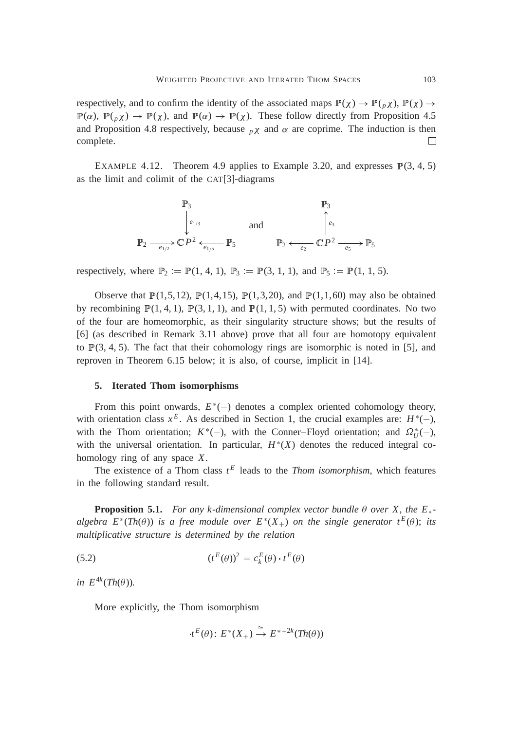respectively, and to confirm the identity of the associated maps $\mathbb{P}(\chi) \to \mathbb{P}({}_p\chi)$, $\mathbb{P}(\chi) \to \mathbb{P}(\alpha)$, $\mathbb{P}({}_p\chi) \to \mathbb{P}(\chi)$, and $\mathbb{P}(\alpha) \to \mathbb{P}(\chi)$. These follow directly from Proposition 4.5 and Proposition 4.8 respectively, because ${}_p\chi$ and $\alpha$ are coprime. The induction is then complete. $\square$

EXAMPLE 4.12. Theorem 4.9 applies to Example 3.20, and expresses $\mathbb{P}(3, 4, 5)$ as the limit and colimit of the CAT[3]-diagrams

$$
\begin{array}{ccc}
 & \mathbb{P}_3 & \\
 & \Big\downarrow{\scriptstyle e_{1/3}} & \\
\mathbb{P}_2 \xrightarrow[e_{1/2}]{} & \mathbb{C}P^2 & \xleftarrow[e_{1/5}]{} \mathbb{P}_5
\end{array}
\qquad \text{and} \qquad
\begin{array}{ccc}
 & \mathbb{P}_3 & \\
 & \Big\uparrow{\scriptstyle e_{3}} & \\
\mathbb{P}_2 \xleftarrow[e_{2}]{} & \mathbb{C}P^2 & \xrightarrow[e_{5}]{} \mathbb{P}_5
\end{array}
$$

respectively, where $\mathbb{P}_2 := \mathbb{P}(1, 4, 1)$, $\mathbb{P}_3 := \mathbb{P}(3, 1, 1)$, and $\mathbb{P}_5 := \mathbb{P}(1, 1, 5)$.

Observe that $\mathbb{P}(1,5,12)$, $\mathbb{P}(1,4,15)$, $\mathbb{P}(1,3,20)$, and $\mathbb{P}(1,1,60)$ may also be obtained by recombining $\mathbb{P}(1, 4, 1)$, $\mathbb{P}(3, 1, 1)$, and $\mathbb{P}(1, 1, 5)$ with permuted coordinates. No two of the four are homeomorphic, as their singularity structure shows; but the results of [6] (as described in Remark 3.11 above) prove that all four are homotopy equivalent to $\mathbb{P}(3, 4, 5)$. The fact that their cohomology rings are isomorphic is noted in [5], and reproven in Theorem 6.15 below; it is also, of course, implicit in [14].

## 5. Iterated Thom isomorphisms

From this point onwards, $E^*(-)$ denotes a complex oriented cohomology theory, with orientation class $x^E$. As described in Section 1, the crucial examples are: $H^*(-)$, with the Thom orientation; $K^*(-)$, with the Conner–Floyd orientation; and $\Omega_U^*(-)$, with the universal orientation. In particular, $H^*(X)$ denotes the reduced integral cohomology ring of any space $X$.

The existence of a Thom class $t^E$ leads to the *Thom isomorphism*, which features in the following standard result.

**Proposition 5.1.** *For any k-dimensional complex vector bundle $\theta$ over $X$, the $E_*$-algebra $E^*(Th(\theta))$ is a free module over $E^*(X_+)$ on the single generator $t^E(\theta)$; its multiplicative structure is determined by the relation*

$$(t^E(\theta))^2 = c_k^E(\theta) \cdot t^E(\theta) \tag{5.2}$$

*in $E^{4k}(Th(\theta))$.*

More explicitly, the Thom isomorphism

$$\cdot t^E(\theta)\colon E^*(X_+) \xrightarrow{\cong} E^{*+2k}(Th(\theta))$$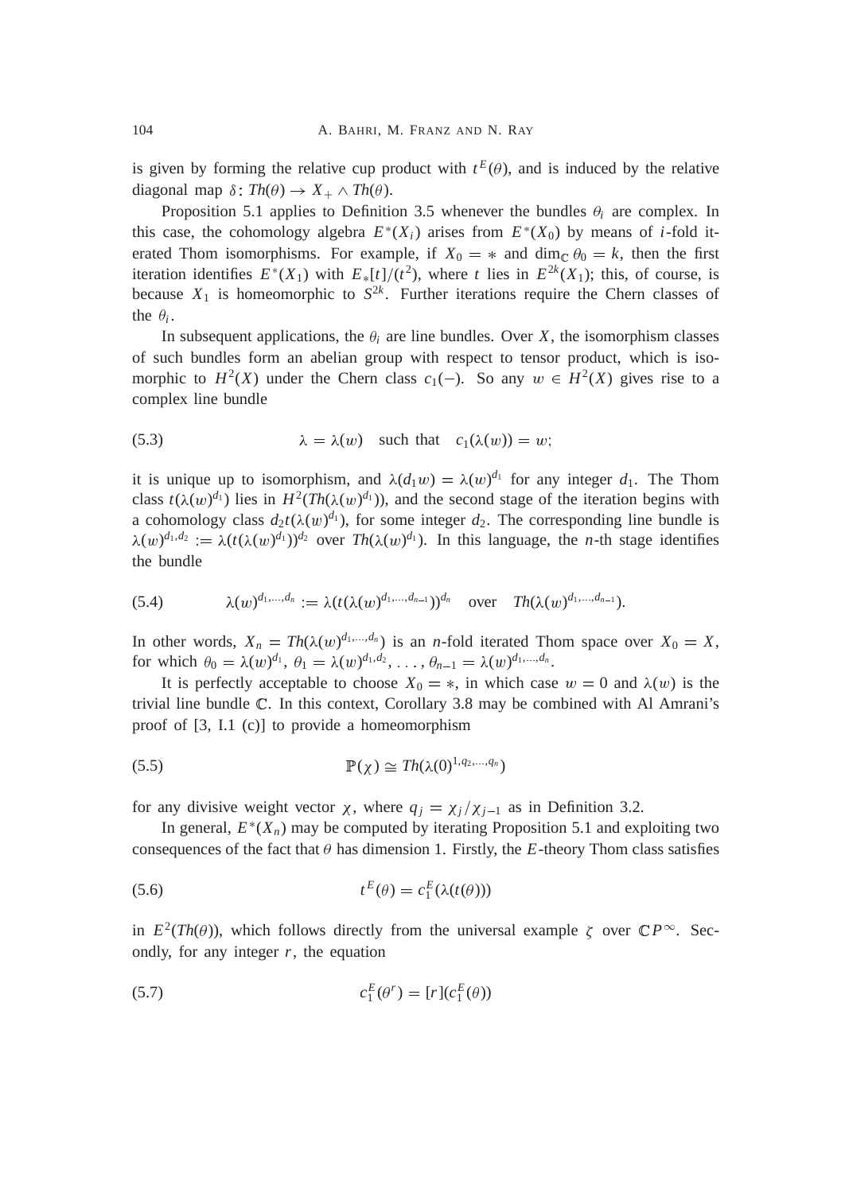is given by forming the relative cup product with $t^E(\theta)$, and is induced by the relative diagonal map $\delta\colon Th(\theta) \to X_+ \wedge Th(\theta)$.

Proposition 5.1 applies to Definition 3.5 whenever the bundles $\theta_i$ are complex. In this case, the cohomology algebra $E^*(X_i)$ arises from $E^*(X_0)$ by means of $i$-fold iterated Thom isomorphisms. For example, if $X_0 = *$ and $\dim_{\mathbb{C}} \theta_0 = k$, then the first iteration identifies $E^*(X_1)$ with $E_*[t]/(t^2)$, where $t$ lies in $E^{2k}(X_1)$; this, of course, is because $X_1$ is homeomorphic to $S^{2k}$. Further iterations require the Chern classes of the $\theta_i$.

In subsequent applications, the $\theta_i$ are line bundles. Over $X$, the isomorphism classes of such bundles form an abelian group with respect to tensor product, which is isomorphic to $H^2(X)$ under the Chern class $c_1(-)$. So any $w \in H^2(X)$ gives rise to a complex line bundle

$$\lambda = \lambda(w) \quad \text{such that} \quad c_1(\lambda(w)) = w; \tag{5.3}$$

it is unique up to isomorphism, and $\lambda(d_1 w) = \lambda(w)^{d_1}$ for any integer $d_1$. The Thom class $t(\lambda(w)^{d_1})$ lies in $H^2(Th(\lambda(w)^{d_1}))$, and the second stage of the iteration begins with a cohomology class $d_2 t(\lambda(w)^{d_1})$, for some integer $d_2$. The corresponding line bundle is $\lambda(w)^{d_1,d_2} := \lambda(t(\lambda(w)^{d_1}))^{d_2}$ over $Th(\lambda(w)^{d_1})$. In this language, the $n$-th stage identifies the bundle

$$\lambda(w)^{d_1,\dots,d_n} := \lambda(t(\lambda(w)^{d_1,\dots,d_{n-1}}))^{d_n} \quad \text{over} \quad Th(\lambda(w)^{d_1,\dots,d_{n-1}}). \tag{5.4}$$

In other words, $X_n = Th(\lambda(w)^{d_1,\dots,d_n})$ is an $n$-fold iterated Thom space over $X_0 = X$, for which $\theta_0 = \lambda(w)^{d_1}$, $\theta_1 = \lambda(w)^{d_1,d_2}, \dots, \theta_{n-1} = \lambda(w)^{d_1,\dots,d_n}$.

It is perfectly acceptable to choose $X_0 = *$, in which case $w = 0$ and $\lambda(w)$ is the trivial line bundle $\mathbb{C}$. In this context, Corollary 3.8 may be combined with Al Amrani's proof of [3, I.1 (c)] to provide a homeomorphism

$$\mathbb{P}(\chi) \cong Th(\lambda(0)^{1,q_2,\dots,q_n}) \tag{5.5}$$

for any divisive weight vector $\chi$, where $q_j = \chi_j/\chi_{j-1}$ as in Definition 3.2.

In general, $E^*(X_n)$ may be computed by iterating Proposition 5.1 and exploiting two consequences of the fact that $\theta$ has dimension 1. Firstly, the $E$-theory Thom class satisfies

$$t^E(\theta) = c_1^E(\lambda(t(\theta))) \tag{5.6}$$

in $E^2(Th(\theta))$, which follows directly from the universal example $\zeta$ over $\mathbb{C}P^\infty$. Secondly, for any integer $r$, the equation

$$c_1^E(\theta^r) = [r](c_1^E(\theta)) \tag{5.7}$$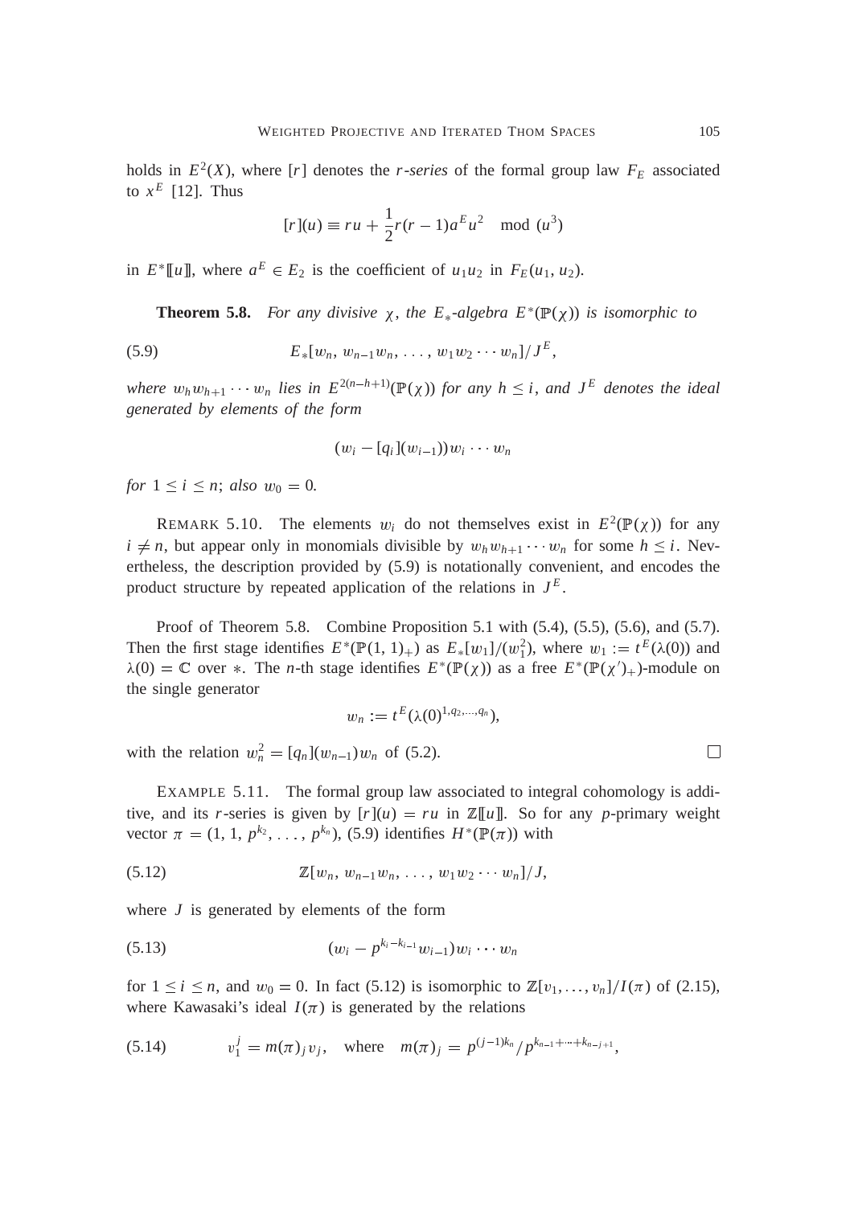holds in $E^2(X)$, where $[r]$ denotes the *r-series* of the formal group law $F_E$ associated to $x^E$ [12]. Thus

$$[r](u) \equiv ru + \frac{1}{2}r(r-1)a^E u^2 \mod (u^3)$$

in $E^*[\![u]\!]$, where $a^E \in E_2$ is the coefficient of $u_1u_2$ in $F_E(u_1, u_2)$.

**Theorem 5.8.** *For any divisive $\chi$, the $E_*$-algebra $E^*(\mathbb{P}(\chi))$ is isomorphic to*

$$E_*[w_n, w_{n-1}w_n, \ldots, w_1w_2\cdots w_n]/J^E, \tag{5.9}$$

*where $w_hw_{h+1}\cdots w_n$ lies in $E^{2(n-h+1)}(\mathbb{P}(\chi))$ for any $h \leq i$, and $J^E$ denotes the ideal generated by elements of the form*

$$(w_i - [q_i](w_{i-1}))w_i\cdots w_n$$

*for $1 \leq i \leq n$; also $w_0 = 0$.*

REMARK 5.10. The elements $w_i$ do not themselves exist in $E^2(\mathbb{P}(\chi))$ for any $i \neq n$, but appear only in monomials divisible by $w_hw_{h+1}\cdots w_n$ for some $h \leq i$. Nevertheless, the description provided by (5.9) is notationally convenient, and encodes the product structure by repeated application of the relations in $J^E$.

Proof of Theorem 5.8. Combine Proposition 5.1 with (5.4), (5.5), (5.6), and (5.7). Then the first stage identifies $E^*(\mathbb{P}(1,1)_+)$ as $E_*[w_1]/(w_1^2)$, where $w_1 := t^E(\lambda(0))$ and $\lambda(0) = \mathbb{C}$ over $*$. The $n$-th stage identifies $E^*(\mathbb{P}(\chi))$ as a free $E^*(\mathbb{P}(\chi')_+)$-module on the single generator

$$w_n := t^E(\lambda(0)^{1,q_2,\ldots,q_n}),$$

with the relation $w_n^2 = [q_n](w_{n-1})w_n$ of (5.2). □

EXAMPLE 5.11. The formal group law associated to integral cohomology is additive, and its $r$-series is given by $[r](u) = ru$ in $\mathbb{Z}[\![u]\!]$. So for any $p$-primary weight vector $\pi = (1, 1, p^{k_2}, \ldots, p^{k_n})$, (5.9) identifies $H^*(\mathbb{P}(\pi))$ with

$$\mathbb{Z}[w_n, w_{n-1}w_n, \ldots, w_1w_2\cdots w_n]/J, \tag{5.12}$$

where $J$ is generated by elements of the form

$$(w_i - p^{k_i - k_{i-1}}w_{i-1})w_i\cdots w_n \tag{5.13}$$

for $1 \leq i \leq n$, and $w_0 = 0$. In fact (5.12) is isomorphic to $\mathbb{Z}[v_1, \ldots, v_n]/I(\pi)$ of (2.15), where Kawasaki's ideal $I(\pi)$ is generated by the relations

$$v_1^j = m(\pi)_j v_j, \quad \text{where} \quad m(\pi)_j = p^{(j-1)k_n}/p^{k_{n-1}+\cdots+k_{n-j+1}}, \tag{5.14}$$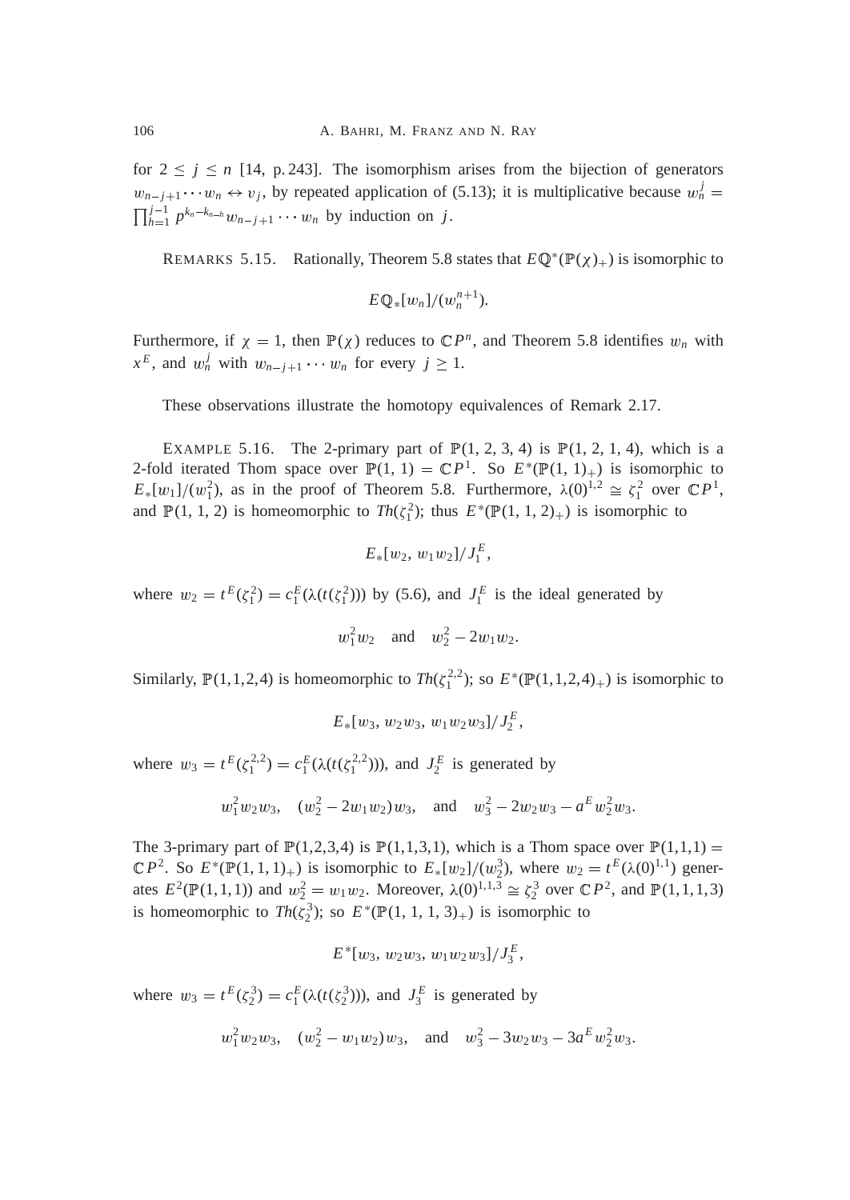for $2 \leq j \leq n$ [14, p. 243]. The isomorphism arises from the bijection of generators $w_{n-j+1} \cdots w_n \leftrightarrow v_j$, by repeated application of (5.13); it is multiplicative because $w_n^j = \prod_{h=1}^{j-1} p^{k_n - k_{n-h}} w_{n-j+1} \cdots w_n$ by induction on $j$.

REMARKS 5.15. Rationally, Theorem 5.8 states that $E\mathbb{Q}^*(\mathbb{P}(\chi)_+)$ is isomorphic to

$$E\mathbb{Q}_*[w_n]/(w_n^{n+1}).$$

Furthermore, if $\chi = 1$, then $\mathbb{P}(\chi)$ reduces to $\mathbb{C}P^n$, and Theorem 5.8 identifies $w_n$ with $x^E$, and $w_n^j$ with $w_{n-j+1} \cdots w_n$ for every $j \geq 1$.

These observations illustrate the homotopy equivalences of Remark 2.17.

EXAMPLE 5.16. The 2-primary part of $\mathbb{P}(1, 2, 3, 4)$ is $\mathbb{P}(1, 2, 1, 4)$, which is a 2-fold iterated Thom space over $\mathbb{P}(1, 1) = \mathbb{C}P^1$. So $E^*(\mathbb{P}(1, 1)_+)$ is isomorphic to $E_*[w_1]/(w_1^2)$, as in the proof of Theorem 5.8. Furthermore, $\lambda(0)^{1,2} \cong \zeta_1^2$ over $\mathbb{C}P^1$, and $\mathbb{P}(1, 1, 2)$ is homeomorphic to $Th(\zeta_1^2)$; thus $E^*(\mathbb{P}(1, 1, 2)_+)$ is isomorphic to

$$E_*[w_2, w_1 w_2]/J_1^E,$$

where $w_2 = t^E(\zeta_1^2) = c_1^E(\lambda(t(\zeta_1^2)))$ by (5.6), and $J_1^E$ is the ideal generated by

$$w_1^2 w_2 \quad \text{and} \quad w_2^2 - 2w_1 w_2.$$

Similarly, $\mathbb{P}(1,1,2,4)$ is homeomorphic to $Th(\zeta_1^{2,2})$; so $E^*(\mathbb{P}(1,1,2,4)_+)$ is isomorphic to

$$E_*[w_3, w_2 w_3, w_1 w_2 w_3]/J_2^E,$$

where $w_3 = t^E(\zeta_1^{2,2}) = c_1^E(\lambda(t(\zeta_1^{2,2})))$, and $J_2^E$ is generated by

$$w_1^2 w_2 w_3, \quad (w_2^2 - 2w_1 w_2) w_3, \quad \text{and} \quad w_3^2 - 2w_2 w_3 - a^E w_2^2 w_3.$$

The 3-primary part of $\mathbb{P}(1,2,3,4)$ is $\mathbb{P}(1,1,3,1)$, which is a Thom space over $\mathbb{P}(1,1,1) = \mathbb{C}P^2$. So $E^*(\mathbb{P}(1, 1, 1)_+)$ is isomorphic to $E_*[w_2]/(w_2^3)$, where $w_2 = t^E(\lambda(0)^{1,1})$ generates $E^2(\mathbb{P}(1,1,1))$ and $w_2^2 = w_1 w_2$. Moreover, $\lambda(0)^{1,1,3} \cong \zeta_2^3$ over $\mathbb{C}P^2$, and $\mathbb{P}(1,1,1,3)$ is homeomorphic to $Th(\zeta_2^3)$; so $E^*(\mathbb{P}(1, 1, 1, 3)_+)$ is isomorphic to

$$E^*[w_3, w_2 w_3, w_1 w_2 w_3]/J_3^E,$$

where $w_3 = t^E(\zeta_2^3) = c_1^E(\lambda(t(\zeta_2^3)))$, and $J_3^E$ is generated by

$$w_1^2 w_2 w_3, \quad (w_2^2 - w_1 w_2) w_3, \quad \text{and} \quad w_3^2 - 3w_2 w_3 - 3a^E w_2^2 w_3.$$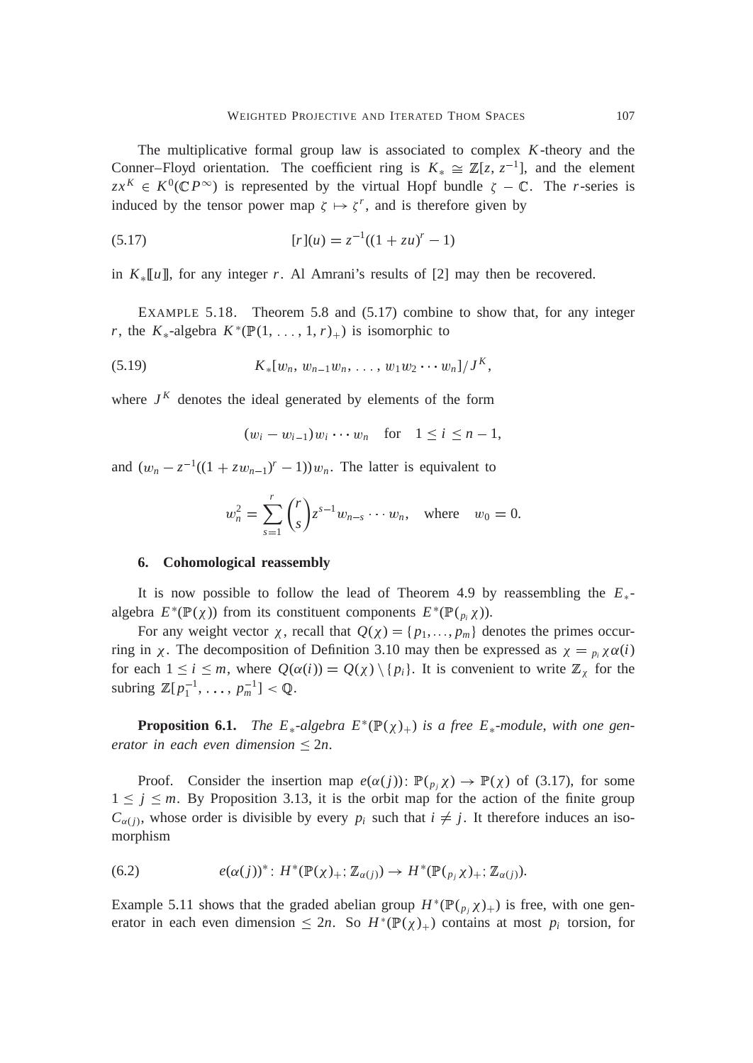The multiplicative formal group law is associated to complex $K$-theory and the Conner–Floyd orientation. The coefficient ring is $K_* \cong \mathbb{Z}[z, z^{-1}]$, and the element $zx^K \in K^0(\mathbb{C}P^\infty)$ is represented by the virtual Hopf bundle $\zeta - \mathbb{C}$. The $r$-series is induced by the tensor power map $\zeta \mapsto \zeta^r$, and is therefore given by

$$[r](u) = z^{-1}((1+zu)^r - 1) \tag{5.17}$$

in $K_*[\![u]\!]$, for any integer $r$. Al Amrani's results of [2] may then be recovered.

EXAMPLE 5.18. Theorem 5.8 and (5.17) combine to show that, for any integer $r$, the $K_*$-algebra $K^*(\mathbb{P}(1, \ldots, 1, r)_+)$ is isomorphic to

$$K_*[w_n, w_{n-1}w_n, \ldots, w_1 w_2 \cdots w_n]/J^K, \tag{5.19}$$

where $J^K$ denotes the ideal generated by elements of the form

$$(w_i - w_{i-1})w_i \cdots w_n \quad \text{for} \quad 1 \leq i \leq n-1,$$

and $(w_n - z^{-1}((1+zw_{n-1})^r - 1))w_n$. The latter is equivalent to

$$w_n^2 = \sum_{s=1}^{r} \binom{r}{s} z^{s-1} w_{n-s} \cdots w_n, \quad \text{where} \quad w_0 = 0.$$

## 6. Cohomological reassembly

It is now possible to follow the lead of Theorem 4.9 by reassembling the $E_*$-algebra $E^*(\mathbb{P}(\chi))$ from its constituent components $E^*(\mathbb{P}({}_{p_i}\chi))$.

For any weight vector $\chi$, recall that $Q(\chi) = \{p_1, \ldots, p_m\}$ denotes the primes occurring in $\chi$. The decomposition of Definition 3.10 may then be expressed as $\chi = {}_{p_i}\chi\alpha(i)$ for each $1 \leq i \leq m$, where $Q(\alpha(i)) = Q(\chi) \setminus \{p_i\}$. It is convenient to write $\mathbb{Z}_\chi$ for the subring $\mathbb{Z}[p_1^{-1}, \ldots, p_m^{-1}] < \mathbb{Q}$.

**Proposition 6.1.** *The $E_*$-algebra $E^*(\mathbb{P}(\chi)_+)$ is a free $E_*$-module, with one generator in each even dimension $\leq 2n$.*

Proof. Consider the insertion map $e(\alpha(j)) \colon \mathbb{P}({}_{p_j}\chi) \to \mathbb{P}(\chi)$ of (3.17), for some $1 \leq j \leq m$. By Proposition 3.13, it is the orbit map for the action of the finite group $C_{\alpha(j)}$, whose order is divisible by every $p_i$ such that $i \neq j$. It therefore induces an isomorphism

$$e(\alpha(j))^* \colon H^*(\mathbb{P}(\chi)_+; \mathbb{Z}_{\alpha(j)}) \to H^*(\mathbb{P}({}_{p_j}\chi)_+; \mathbb{Z}_{\alpha(j)}). \tag{6.2}$$

Example 5.11 shows that the graded abelian group $H^*(\mathbb{P}({}_{p_j}\chi)_+)$ is free, with one generator in each even dimension $\leq 2n$. So $H^*(\mathbb{P}(\chi)_+)$ contains at most $p_i$ torsion, for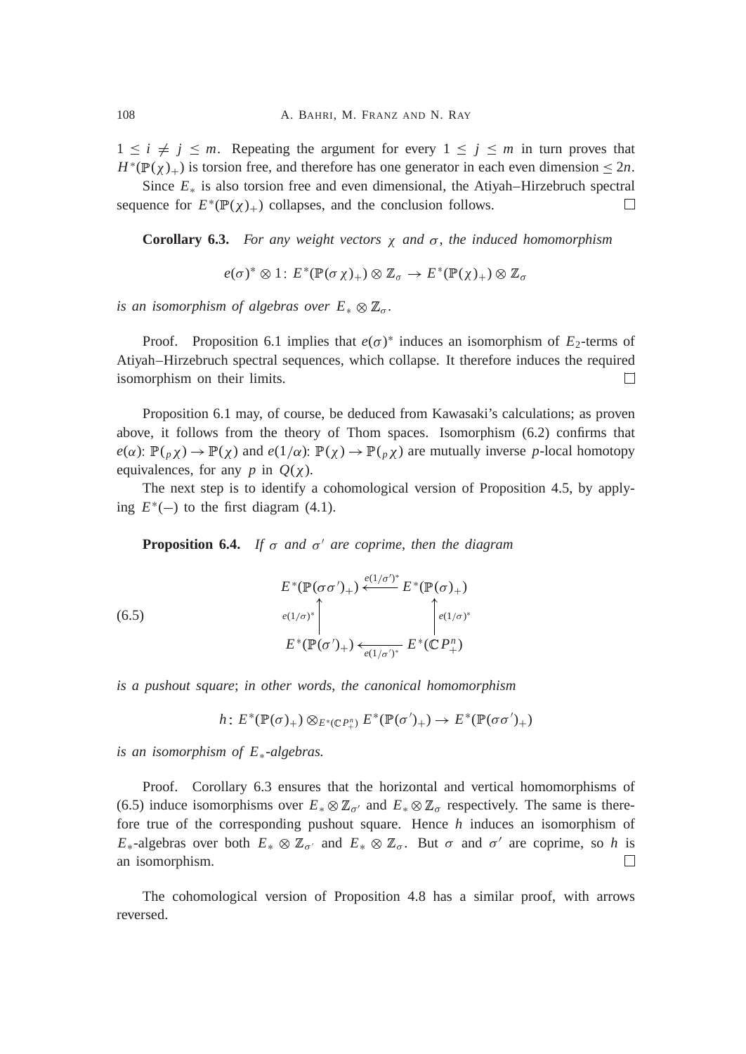$1 \leq i \neq j \leq m$. Repeating the argument for every $1 \leq j \leq m$ in turn proves that $H^*(\mathbb{P}(\chi)_+)$ is torsion free, and therefore has one generator in each even dimension $\leq 2n$.

Since $E_*$ is also torsion free and even dimensional, the Atiyah–Hirzebruch spectral sequence for $E^*(\mathbb{P}(\chi)_+)$ collapses, and the conclusion follows. □

**Corollary 6.3.** *For any weight vectors $\chi$ and $\sigma$, the induced homomorphism*

$$e(\sigma)^* \otimes 1 \colon E^*(\mathbb{P}(\sigma\chi)_+) \otimes \mathbb{Z}_\sigma \to E^*(\mathbb{P}(\chi)_+) \otimes \mathbb{Z}_\sigma$$

*is an isomorphism of algebras over $E_* \otimes \mathbb{Z}_\sigma$.*

Proof. Proposition 6.1 implies that $e(\sigma)^*$ induces an isomorphism of $E_2$-terms of Atiyah–Hirzebruch spectral sequences, which collapse. It therefore induces the required isomorphism on their limits. □

Proposition 6.1 may, of course, be deduced from Kawasaki's calculations; as proven above, it follows from the theory of Thom spaces. Isomorphism (6.2) confirms that $e(\alpha)\colon \mathbb{P}({}_p\chi) \to \mathbb{P}(\chi)$ and $e(1/\alpha)\colon \mathbb{P}(\chi) \to \mathbb{P}({}_p\chi)$ are mutually inverse $p$-local homotopy equivalences, for any $p$ in $Q(\chi)$.

The next step is to identify a cohomological version of Proposition 4.5, by applying $E^*(-)$ to the first diagram (4.1).

**Proposition 6.4.** *If $\sigma$ and $\sigma'$ are coprime, then the diagram*

$$\begin{array}{ccc} E^*(\mathbb{P}(\sigma\sigma')_+) & \xleftarrow{e(1/\sigma')^*} & E^*(\mathbb{P}(\sigma)_+) \\ \uparrow{\scriptstyle e(1/\sigma)^*} & & \uparrow{\scriptstyle e(1/\sigma)^*} \\ E^*(\mathbb{P}(\sigma')_+) & \xleftarrow[e(1/\sigma')^*]{} & E^*(\mathbb{C}P^n_+) \end{array} \tag{6.5}$$

*is a pushout square; in other words, the canonical homomorphism*

$$h\colon E^*(\mathbb{P}(\sigma)_+) \otimes_{E^*(\mathbb{C}P^n_+)} E^*(\mathbb{P}(\sigma')_+) \to E^*(\mathbb{P}(\sigma\sigma')_+)$$

*is an isomorphism of $E_*$-algebras.*

Proof. Corollary 6.3 ensures that the horizontal and vertical homomorphisms of (6.5) induce isomorphisms over $E_* \otimes \mathbb{Z}_{\sigma'}$ and $E_* \otimes \mathbb{Z}_\sigma$ respectively. The same is therefore true of the corresponding pushout square. Hence $h$ induces an isomorphism of $E_*$-algebras over both $E_* \otimes \mathbb{Z}_{\sigma'}$ and $E_* \otimes \mathbb{Z}_\sigma$. But $\sigma$ and $\sigma'$ are coprime, so $h$ is an isomorphism. □

The cohomological version of Proposition 4.8 has a similar proof, with arrows reversed.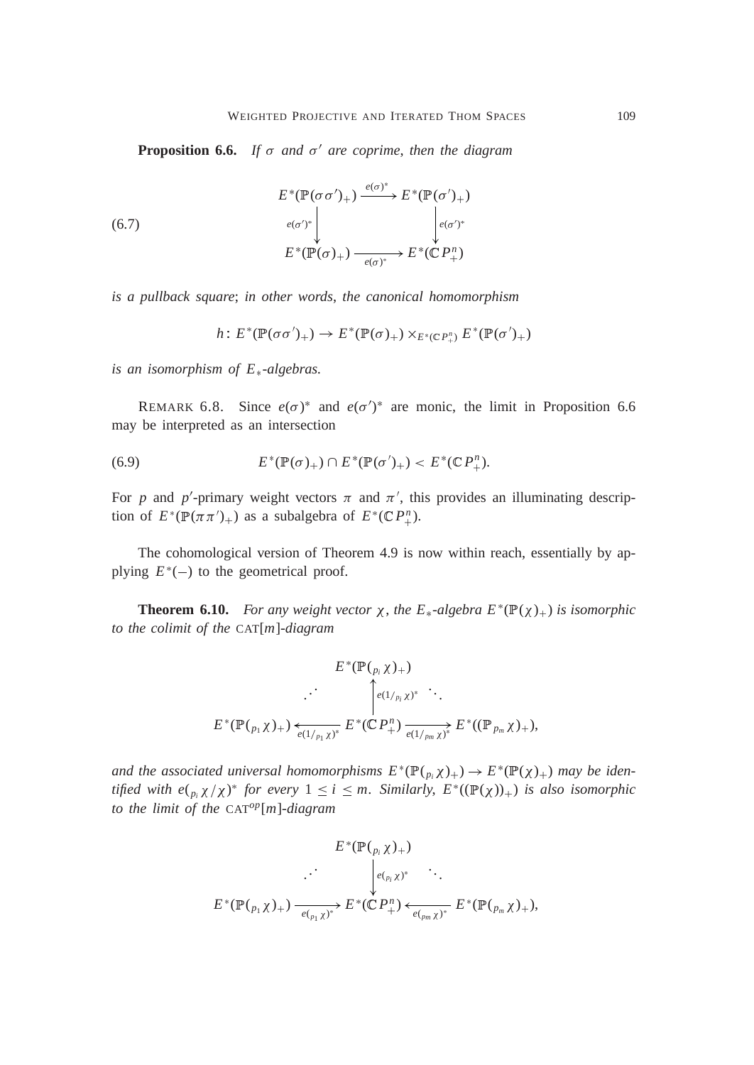**Proposition 6.6.** *If $\sigma$ and $\sigma'$ are coprime, then the diagram*

$$\begin{array}{ccc} E^*(\mathbb{P}(\sigma\sigma')_+) & \xrightarrow{e(\sigma)^*} & E^*(\mathbb{P}(\sigma')_+) \\ {\scriptstyle e(\sigma')^*}\big\downarrow & & \big\downarrow{\scriptstyle e(\sigma')^*} \\ E^*(\mathbb{P}(\sigma)_+) & \xrightarrow[e(\sigma)^*]{} & E^*(\mathbb{C}P^n_+) \end{array} \tag{6.7}$$

*is a pullback square; in other words, the canonical homomorphism*

$$h\colon E^*(\mathbb{P}(\sigma\sigma')_+) \to E^*(\mathbb{P}(\sigma)_+) \times_{E^*(\mathbb{C}P^n_+)} E^*(\mathbb{P}(\sigma')_+)$$

*is an isomorphism of $E_*$-algebras.*

REMARK 6.8. Since $e(\sigma)^*$ and $e(\sigma')^*$ are monic, the limit in Proposition 6.6 may be interpreted as an intersection

$$E^*(\mathbb{P}(\sigma)_+) \cap E^*(\mathbb{P}(\sigma')_+) < E^*(\mathbb{C}P^n_+). \tag{6.9}$$

For $p$ and $p'$-primary weight vectors $\pi$ and $\pi'$, this provides an illuminating description of $E^*(\mathbb{P}(\pi\pi')_+)$ as a subalgebra of $E^*(\mathbb{C}P^n_+)$.

The cohomological version of Theorem 4.9 is now within reach, essentially by applying $E^*(-)$ to the geometrical proof.

**Theorem 6.10.** *For any weight vector $\chi$, the $E_*$-algebra $E^*(\mathbb{P}(\chi)_+)$ is isomorphic to the colimit of the* CAT$[m]$*-diagram*

$$\begin{array}{ccccc} & & E^*(\mathbb{P}({}_{p_i}\chi)_+) & & \\ & \cdot^{\cdot^{\cdot}} & \big\uparrow{\scriptstyle e(1/_{p_i}\chi)^*} & \ddots & \\ E^*(\mathbb{P}({}_{p_1}\chi)_+) & \xleftarrow[e(1/_{p_1}\chi)^*]{} & E^*(\mathbb{C}P^n_+) & \xrightarrow[e(1/_{p_m}\chi)^*]{} & E^*((\mathbb{P}_{p_m}\chi)_+), \end{array}$$

*and the associated universal homomorphisms $E^*(\mathbb{P}({}_{p_i}\chi)_+) \to E^*(\mathbb{P}(\chi)_+)$ may be identified with $e({}_{p_i}\chi/\chi)^*$ for every $1 \le i \le m$. Similarly, $E^*((\mathbb{P}(\chi))_+)$ is also isomorphic to the limit of the* CAT$^{op}[m]$*-diagram*

$$\begin{array}{ccccc} & & E^*(\mathbb{P}({}_{p_i}\chi)_+) & & \\ & \cdot^{\cdot^{\cdot}} & \big\downarrow{\scriptstyle e({}_{p_i}\chi)^*} & \ddots & \\ E^*(\mathbb{P}({}_{p_1}\chi)_+) & \xrightarrow[e({}_{p_1}\chi)^*]{} & E^*(\mathbb{C}P^n_+) & \xleftarrow[e({}_{p_m}\chi)^*]{} & E^*(\mathbb{P}({}_{p_m}\chi)_+), \end{array}$$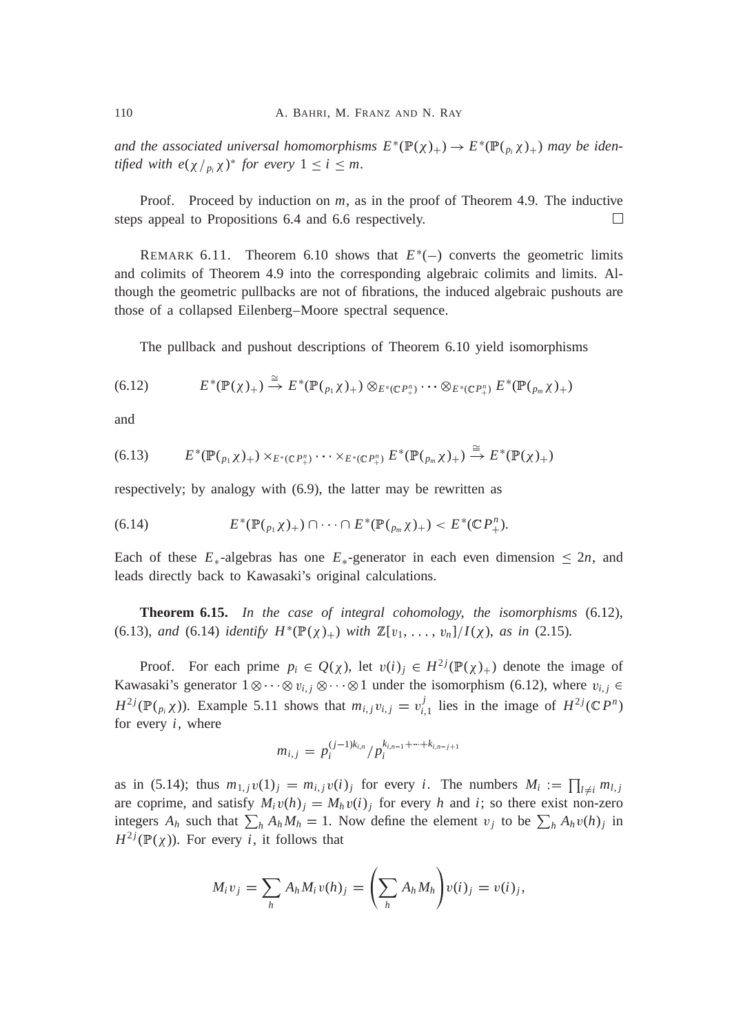*and the associated universal homomorphisms $E^*(\mathbb{P}(\chi)_+) \to E^*(\mathbb{P}({}_{p_i}\chi)_+)$ may be identified with $e(\chi/_{p_i}\chi)^*$ for every $1 \le i \le m$.*

Proof. Proceed by induction on $m$, as in the proof of Theorem 4.9. The inductive steps appeal to Propositions 6.4 and 6.6 respectively. □

REMARK 6.11. Theorem 6.10 shows that $E^*(-)$ converts the geometric limits and colimits of Theorem 4.9 into the corresponding algebraic colimits and limits. Although the geometric pullbacks are not of fibrations, the induced algebraic pushouts are those of a collapsed Eilenberg–Moore spectral sequence.

The pullback and pushout descriptions of Theorem 6.10 yield isomorphisms

$$E^*(\mathbb{P}(\chi)_+) \xrightarrow{\cong} E^*(\mathbb{P}({}_{p_1}\chi)_+) \otimes_{E^*(\mathbb{C}P^n_+)} \cdots \otimes_{E^*(\mathbb{C}P^n_+)} E^*(\mathbb{P}({}_{p_m}\chi)_+) \tag{6.12}$$

and

$$E^*(\mathbb{P}({}_{p_1}\chi)_+) \times_{E^*(\mathbb{C}P^n_+)} \cdots \times_{E^*(\mathbb{C}P^n_+)} E^*(\mathbb{P}({}_{p_m}\chi)_+) \xrightarrow{\cong} E^*(\mathbb{P}(\chi)_+) \tag{6.13}$$

respectively; by analogy with (6.9), the latter may be rewritten as

$$E^*(\mathbb{P}({}_{p_1}\chi)_+) \cap \cdots \cap E^*(\mathbb{P}({}_{p_m}\chi)_+) < E^*(\mathbb{C}P^n_+). \tag{6.14}$$

Each of these $E_*$-algebras has one $E_*$-generator in each even dimension $\le 2n$, and leads directly back to Kawasaki's original calculations.

**Theorem 6.15.** *In the case of integral cohomology, the isomorphisms* (6.12), (6.13), *and* (6.14) *identify $H^*(\mathbb{P}(\chi)_+)$ with $\mathbb{Z}[v_1, \ldots, v_n]/I(\chi)$, as in* (2.15).

Proof. For each prime $p_i \in Q(\chi)$, let $v(i)_j \in H^{2j}(\mathbb{P}(\chi)_+)$ denote the image of Kawasaki's generator $1 \otimes \cdots \otimes v_{i,j} \otimes \cdots \otimes 1$ under the isomorphism (6.12), where $v_{i,j} \in H^{2j}(\mathbb{P}({}_{p_i}\chi))$. Example 5.11 shows that $m_{i,j} v_{i,j} = v_{i,1}^j$ lies in the image of $H^{2j}(\mathbb{C}P^n)$ for every $i$, where

$$m_{i,j} = p_i^{(j-1)k_{i,n}} / p_i^{k_{i,n-1}+\cdots+k_{i,n-j+1}}$$

as in (5.14); thus $m_{1,j} v(1)_j = m_{i,j} v(i)_j$ for every $i$. The numbers $M_i := \prod_{l \neq i} m_{l,j}$ are coprime, and satisfy $M_i v(h)_j = M_h v(i)_j$ for every $h$ and $i$; so there exist non-zero integers $A_h$ such that $\sum_h A_h M_h = 1$. Now define the element $v_j$ to be $\sum_h A_h v(h)_j$ in $H^{2j}(\mathbb{P}(\chi))$. For every $i$, it follows that

$$M_i v_j = \sum_h A_h M_i v(h)_j = \left(\sum_h A_h M_h\right) v(i)_j = v(i)_j,$$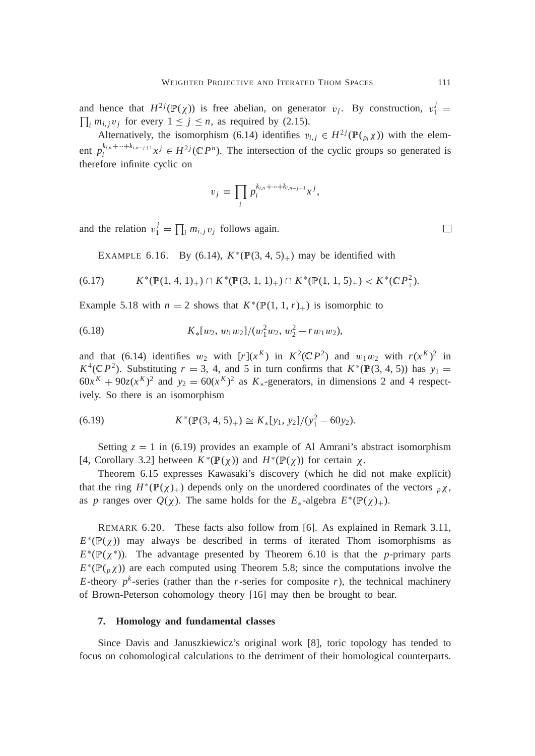and hence that $H^{2j}(\mathbb{P}(\chi))$ is free abelian, on generator $v_j$. By construction, $v_1^j = \prod_i m_{i,j} v_j$ for every $1 \leq j \leq n$, as required by (2.15).

Alternatively, the isomorphism (6.14) identifies $v_{i,j} \in H^{2j}(\mathbb{P}({}_{p_i}\chi))$ with the element $p_i^{k_{i,n}+\cdots+k_{i,n-j+1}} x^j \in H^{2j}(\mathbb{C}P^n)$. The intersection of the cyclic groups so generated is therefore infinite cyclic on

$$v_j = \prod_i p_i^{k_{i,n}+\cdots+k_{i,n-j+1}} x^j,$$

and the relation $v_1^j = \prod_i m_{i,j} v_j$ follows again. $\square$

EXAMPLE 6.16. By (6.14), $K^*(\mathbb{P}(3,4,5)_+)$ may be identified with

$$K^*(\mathbb{P}(1,4,1)_+) \cap K^*(\mathbb{P}(3,1,1)_+) \cap K^*(\mathbb{P}(1,1,5)_+) < K^*(\mathbb{C}P^2_+). \tag{6.17}$$

Example 5.18 with $n = 2$ shows that $K^*(\mathbb{P}(1,1,r)_+)$ is isomorphic to

$$K_*[w_2, w_1 w_2]/(w_1^2 w_2, w_2^2 - r w_1 w_2), \tag{6.18}$$

and that (6.14) identifies $w_2$ with $[r](x^K)$ in $K^2(\mathbb{C}P^2)$ and $w_1 w_2$ with $r(x^K)^2$ in $K^4(\mathbb{C}P^2)$. Substituting $r = 3$, 4, and 5 in turn confirms that $K^*(\mathbb{P}(3,4,5))$ has $y_1 = 60x^K + 90z(x^K)^2$ and $y_2 = 60(x^K)^2$ as $K_*$-generators, in dimensions 2 and 4 respectively. So there is an isomorphism

$$K^*(\mathbb{P}(3,4,5)_+) \cong K_*[y_1, y_2]/(y_1^2 - 60y_2). \tag{6.19}$$

Setting $z = 1$ in (6.19) provides an example of Al Amrani's abstract isomorphism [4, Corollary 3.2] between $K^*(\mathbb{P}(\chi))$ and $H^*(\mathbb{P}(\chi))$ for certain $\chi$.

Theorem 6.15 expresses Kawasaki's discovery (which he did not make explicit) that the ring $H^*(\mathbb{P}(\chi)_+)$ depends only on the unordered coordinates of the vectors ${}_p\chi$, as $p$ ranges over $Q(\chi)$. The same holds for the $E_*$-algebra $E^*(\mathbb{P}(\chi)_+)$.

REMARK 6.20. These facts also follow from [6]. As explained in Remark 3.11, $E^*(\mathbb{P}(\chi))$ may always be described in terms of iterated Thom isomorphisms as $E^*(\mathbb{P}(\chi^*))$. The advantage presented by Theorem 6.10 is that the $p$-primary parts $E^*(\mathbb{P}({}_p\chi))$ are each computed using Theorem 5.8; since the computations involve the $E$-theory $p^k$-series (rather than the $r$-series for composite $r$), the technical machinery of Brown-Peterson cohomology theory [16] may then be brought to bear.

## 7. Homology and fundamental classes

Since Davis and Januszkiewicz's original work [8], toric topology has tended to focus on cohomological calculations to the detriment of their homological counterparts.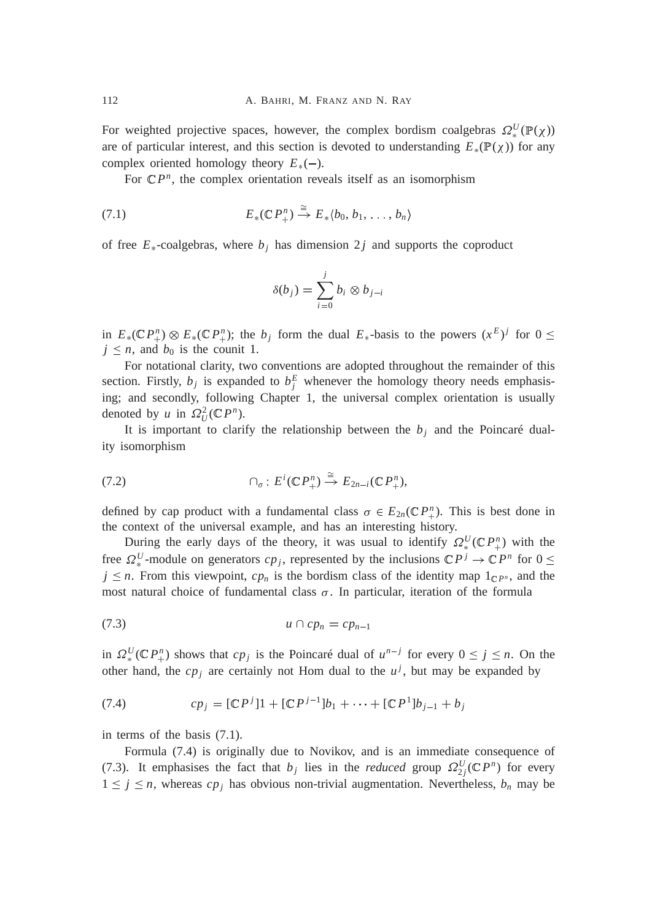For weighted projective spaces, however, the complex bordism coalgebras $\Omega^U_*(\mathbb{P}(\chi))$ are of particular interest, and this section is devoted to understanding $E_*(\mathbb{P}(\chi))$ for any complex oriented homology theory $E_*(-)$.

For $\mathbb{C}P^n$, the complex orientation reveals itself as an isomorphism

$$E_*(\mathbb{C}P^n_+) \xrightarrow{\cong} E_*\langle b_0, b_1, \ldots, b_n\rangle \tag{7.1}$$

of free $E_*$-coalgebras, where $b_j$ has dimension $2j$ and supports the coproduct

$$\delta(b_j) = \sum_{i=0}^{j} b_i \otimes b_{j-i}$$

in $E_*(\mathbb{C}P^n_+) \otimes E_*(\mathbb{C}P^n_+)$; the $b_j$ form the dual $E_*$-basis to the powers $(x^E)^j$ for $0 \leq j \leq n$, and $b_0$ is the counit 1.

For notational clarity, two conventions are adopted throughout the remainder of this section. Firstly, $b_j$ is expanded to $b^E_j$ whenever the homology theory needs emphasising; and secondly, following Chapter 1, the universal complex orientation is usually denoted by $u$ in $\Omega^2_U(\mathbb{C}P^n)$.

It is important to clarify the relationship between the $b_j$ and the Poincaré duality isomorphism

$$\cap_\sigma : E^i(\mathbb{C}P^n_+) \xrightarrow{\cong} E_{2n-i}(\mathbb{C}P^n_+), \tag{7.2}$$

defined by cap product with a fundamental class $\sigma \in E_{2n}(\mathbb{C}P^n_+)$. This is best done in the context of the universal example, and has an interesting history.

During the early days of the theory, it was usual to identify $\Omega^U_*(\mathbb{C}P^n_+)$ with the free $\Omega^U_*$-module on generators $cp_j$, represented by the inclusions $\mathbb{C}P^j \to \mathbb{C}P^n$ for $0 \leq j \leq n$. From this viewpoint, $cp_n$ is the bordism class of the identity map $1_{\mathbb{C}P^n}$, and the most natural choice of fundamental class $\sigma$. In particular, iteration of the formula

$$u \cap cp_n = cp_{n-1} \tag{7.3}$$

in $\Omega^U_*(\mathbb{C}P^n_+)$ shows that $cp_j$ is the Poincaré dual of $u^{n-j}$ for every $0 \leq j \leq n$. On the other hand, the $cp_j$ are certainly not Hom dual to the $u^j$, but may be expanded by

$$cp_j = [\mathbb{C}P^j]1 + [\mathbb{C}P^{j-1}]b_1 + \cdots + [\mathbb{C}P^1]b_{j-1} + b_j \tag{7.4}$$

in terms of the basis (7.1).

Formula (7.4) is originally due to Novikov, and is an immediate consequence of (7.3). It emphasises the fact that $b_j$ lies in the *reduced* group $\Omega^U_{2j}(\mathbb{C}P^n)$ for every $1 \leq j \leq n$, whereas $cp_j$ has obvious non-trivial augmentation. Nevertheless, $b_n$ may be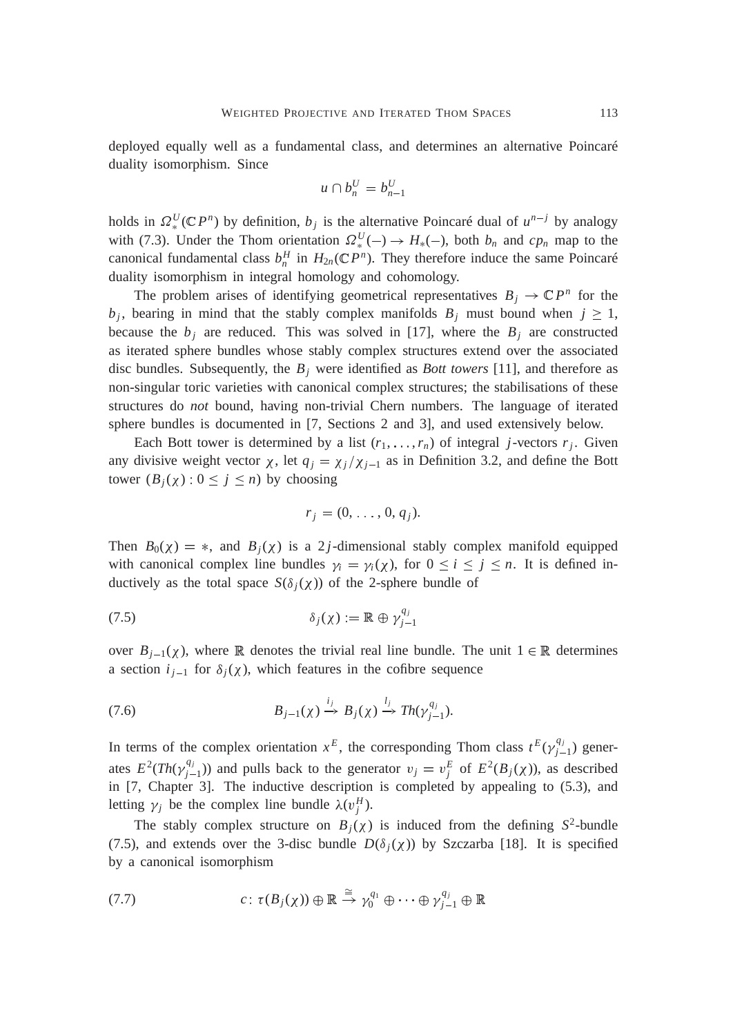deployed equally well as a fundamental class, and determines an alternative Poincaré duality isomorphism. Since

$$u \cap b_n^U = b_{n-1}^U$$

holds in $\Omega_*^U(\mathbb{C}P^n)$ by definition, $b_j$ is the alternative Poincaré dual of $u^{n-j}$ by analogy with (7.3). Under the Thom orientation $\Omega_*^U(-) \to H_*(-)$, both $b_n$ and $cp_n$ map to the canonical fundamental class $b_n^H$ in $H_{2n}(\mathbb{C}P^n)$. They therefore induce the same Poincaré duality isomorphism in integral homology and cohomology.

The problem arises of identifying geometrical representatives $B_j \to \mathbb{C}P^n$ for the $b_j$, bearing in mind that the stably complex manifolds $B_j$ must bound when $j \geq 1$, because the $b_j$ are reduced. This was solved in [17], where the $B_j$ are constructed as iterated sphere bundles whose stably complex structures extend over the associated disc bundles. Subsequently, the $B_j$ were identified as *Bott towers* [11], and therefore as non-singular toric varieties with canonical complex structures; the stabilisations of these structures do *not* bound, having non-trivial Chern numbers. The language of iterated sphere bundles is documented in [7, Sections 2 and 3], and used extensively below.

Each Bott tower is determined by a list $(r_1, \ldots, r_n)$ of integral $j$-vectors $r_j$. Given any divisive weight vector $\chi$, let $q_j = \chi_j/\chi_{j-1}$ as in Definition 3.2, and define the Bott tower $(B_j(\chi) : 0 \leq j \leq n)$ by choosing

$$r_j = (0, \ldots, 0, q_j).$$

Then $B_0(\chi) = *$, and $B_j(\chi)$ is a $2j$-dimensional stably complex manifold equipped with canonical complex line bundles $\gamma_i = \gamma_i(\chi)$, for $0 \leq i \leq j \leq n$. It is defined inductively as the total space $S(\delta_j(\chi))$ of the 2-sphere bundle of

$$\delta_j(\chi) := \mathbb{R} \oplus \gamma_{j-1}^{q_j} \tag{7.5}$$

over $B_{j-1}(\chi)$, where $\mathbb{R}$ denotes the trivial real line bundle. The unit $1 \in \mathbb{R}$ determines a section $i_{j-1}$ for $\delta_j(\chi)$, which features in the cofibre sequence

$$B_{j-1}(\chi) \xrightarrow{i_j} B_j(\chi) \xrightarrow{l_j} Th(\gamma_{j-1}^{q_j}). \tag{7.6}$$

In terms of the complex orientation $x^E$, the corresponding Thom class $t^E(\gamma_{j-1}^{q_j})$ generates $E^2(Th(\gamma_{j-1}^{q_j}))$ and pulls back to the generator $v_j = v_j^E$ of $E^2(B_j(\chi))$, as described in [7, Chapter 3]. The inductive description is completed by appealing to (5.3), and letting $\gamma_j$ be the complex line bundle $\lambda(v_j^H)$.

The stably complex structure on $B_j(\chi)$ is induced from the defining $S^2$-bundle (7.5), and extends over the 3-disc bundle $D(\delta_j(\chi))$ by Szczarba [18]. It is specified by a canonical isomorphism

$$c\colon \tau(B_j(\chi)) \oplus \mathbb{R} \xrightarrow{\cong} \gamma_0^{q_1} \oplus \cdots \oplus \gamma_{j-1}^{q_j} \oplus \mathbb{R} \tag{7.7}$$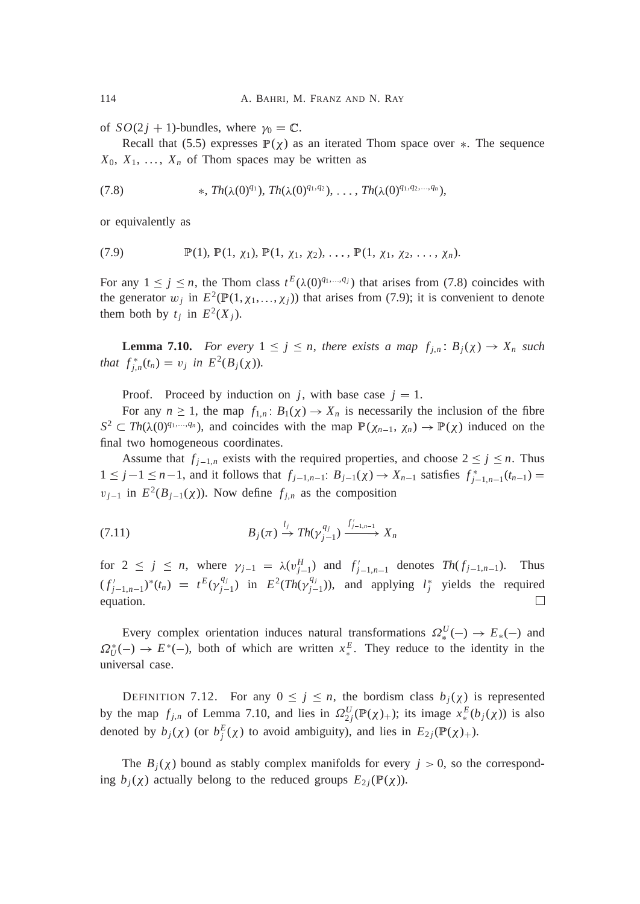of $SO(2j+1)$-bundles, where $\gamma_0 = \mathbb{C}$.

Recall that (5.5) expresses $\mathbb{P}(\chi)$ as an iterated Thom space over $*$. The sequence $X_0, X_1, \ldots, X_n$ of Thom spaces may be written as

$$*,\ Th(\lambda(0)^{q_1}),\ Th(\lambda(0)^{q_1,q_2}),\ \ldots,\ Th(\lambda(0)^{q_1,q_2,\ldots,q_n}), \tag{7.8}$$

or equivalently as

$$\mathbb{P}(1),\ \mathbb{P}(1,\chi_1),\ \mathbb{P}(1,\chi_1,\chi_2),\ \ldots,\ \mathbb{P}(1,\chi_1,\chi_2,\ldots,\chi_n). \tag{7.9}$$

For any $1 \leq j \leq n$, the Thom class $t^E(\lambda(0)^{q_1,\ldots,q_j})$ that arises from (7.8) coincides with the generator $w_j$ in $E^2(\mathbb{P}(1,\chi_1,\ldots,\chi_j))$ that arises from (7.9); it is convenient to denote them both by $t_j$ in $E^2(X_j)$.

**Lemma 7.10.** *For every $1 \leq j \leq n$, there exists a map $f_{j,n}\colon B_j(\chi) \to X_n$ such that $f_{j,n}^*(t_n) = v_j$ in $E^2(B_j(\chi))$.*

Proof. Proceed by induction on $j$, with base case $j = 1$.

For any $n \geq 1$, the map $f_{1,n}\colon B_1(\chi) \to X_n$ is necessarily the inclusion of the fibre $S^2 \subset Th(\lambda(0)^{q_1,\ldots,q_n})$, and coincides with the map $\mathbb{P}(\chi_{n-1},\chi_n) \to \mathbb{P}(\chi)$ induced on the final two homogeneous coordinates.

Assume that $f_{j-1,n}$ exists with the required properties, and choose $2 \leq j \leq n$. Thus $1 \leq j-1 \leq n-1$, and it follows that $f_{j-1,n-1}\colon B_{j-1}(\chi) \to X_{n-1}$ satisfies $f_{j-1,n-1}^*(t_{n-1}) = v_{j-1}$ in $E^2(B_{j-1}(\chi))$. Now define $f_{j,n}$ as the composition

$$B_j(\pi) \xrightarrow{l_j} Th(\gamma_{j-1}^{q_j}) \xrightarrow{f'_{j-1,n-1}} X_n \tag{7.11}$$

for $2 \leq j \leq n$, where $\gamma_{j-1} = \lambda(v_{j-1}^H)$ and $f'_{j-1,n-1}$ denotes $Th(f_{j-1,n-1})$. Thus $(f'_{j-1,n-1})^*(t_n) = t^E(\gamma_{j-1}^{q_j})$ in $E^2(Th(\gamma_{j-1}^{q_j}))$, and applying $l_j^*$ yields the required equation. □

Every complex orientation induces natural transformations $\Omega_*^U(-) \to E_*(-)$ and $\Omega_U^*(-) \to E^*(-)$, both of which are written $x_*^E$. They reduce to the identity in the universal case.

DEFINITION 7.12. For any $0 \leq j \leq n$, the bordism class $b_j(\chi)$ is represented by the map $f_{j,n}$ of Lemma 7.10, and lies in $\Omega_{2j}^U(\mathbb{P}(\chi)_+)$; its image $x_*^E(b_j(\chi))$ is also denoted by $b_j(\chi)$ (or $b_j^E(\chi)$ to avoid ambiguity), and lies in $E_{2j}(\mathbb{P}(\chi)_+)$.

The $B_j(\chi)$ bound as stably complex manifolds for every $j > 0$, so the corresponding $b_j(\chi)$ actually belong to the reduced groups $E_{2j}(\mathbb{P}(\chi))$.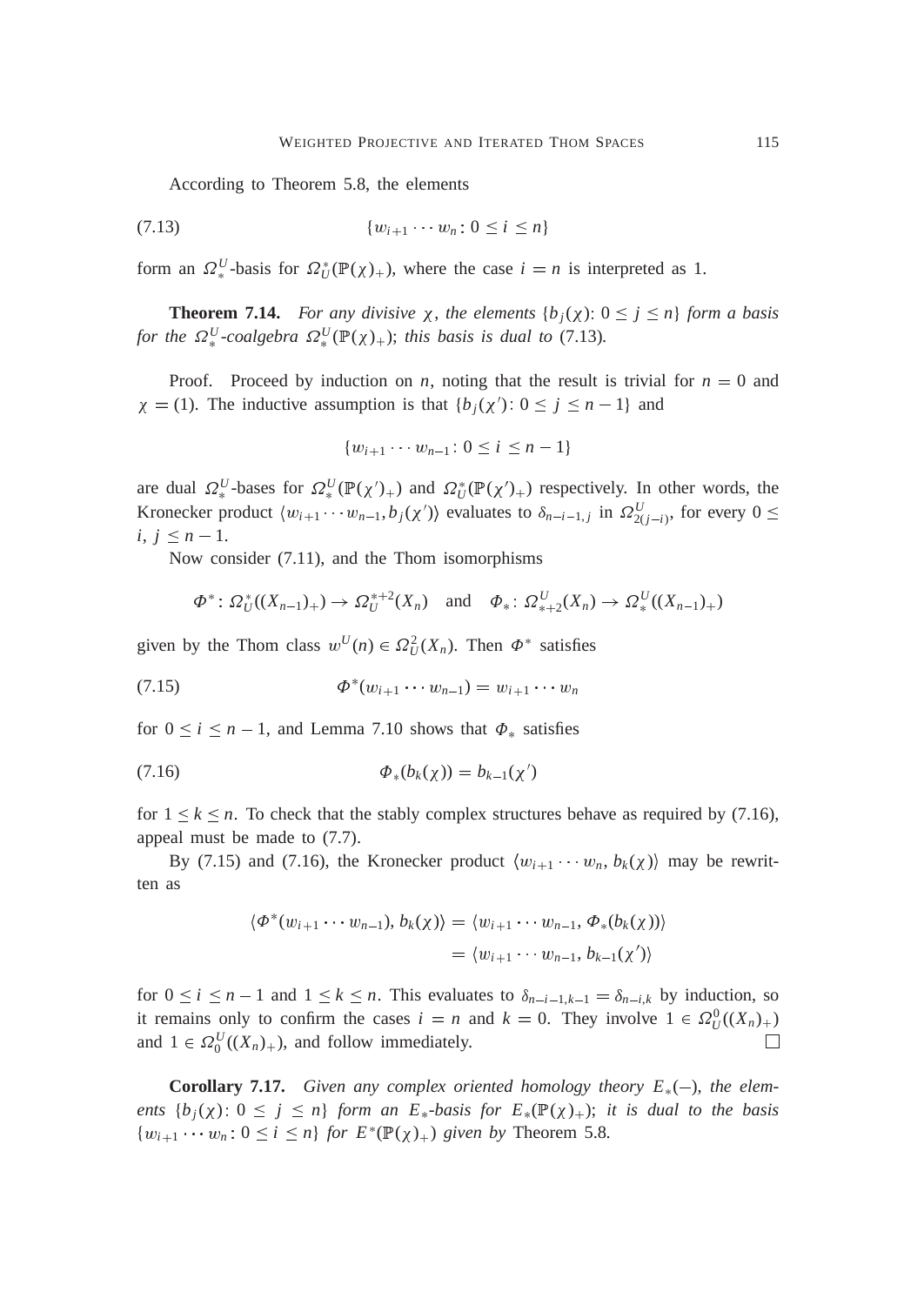According to Theorem 5.8, the elements

$$\{w_{i+1}\cdots w_n : 0 \le i \le n\} \tag{7.13}$$

form an $\Omega_*^U$-basis for $\Omega_U^*(\mathbb{P}(\chi)_+)$, where the case $i = n$ is interpreted as 1.

**Theorem 7.14.** *For any divisive $\chi$, the elements $\{b_j(\chi) : 0 \le j \le n\}$ form a basis for the $\Omega_*^U$-coalgebra $\Omega_*^U(\mathbb{P}(\chi)_+)$; this basis is dual to* (7.13)*.*

Proof. Proceed by induction on $n$, noting that the result is trivial for $n = 0$ and $\chi = (1)$. The inductive assumption is that $\{b_j(\chi') : 0 \le j \le n-1\}$ and

$$\{w_{i+1}\cdots w_{n-1} : 0 \le i \le n-1\}$$

are dual $\Omega_*^U$-bases for $\Omega_*^U(\mathbb{P}(\chi')_+)$ and $\Omega_U^*(\mathbb{P}(\chi')_+)$ respectively. In other words, the Kronecker product $\langle w_{i+1}\cdots w_{n-1}, b_j(\chi')\rangle$ evaluates to $\delta_{n-i-1,j}$ in $\Omega_{2(j-i)}^U$, for every $0 \le i,\ j \le n-1$.

Now consider (7.11), and the Thom isomorphisms

$$\Phi^* : \Omega_U^*((X_{n-1})_+) \to \Omega_U^{*+2}(X_n) \quad \text{and} \quad \Phi_* : \Omega_{*+2}^U(X_n) \to \Omega_*^U((X_{n-1})_+)$$

given by the Thom class $w^U(n) \in \Omega_U^2(X_n)$. Then $\Phi^*$ satisfies

$$\Phi^*(w_{i+1}\cdots w_{n-1}) = w_{i+1}\cdots w_n \tag{7.15}$$

for $0 \le i \le n-1$, and Lemma 7.10 shows that $\Phi_*$ satisfies

$$\Phi_*(b_k(\chi)) = b_{k-1}(\chi') \tag{7.16}$$

for $1 \le k \le n$. To check that the stably complex structures behave as required by (7.16), appeal must be made to (7.7).

By (7.15) and (7.16), the Kronecker product $\langle w_{i+1}\cdots w_n, b_k(\chi)\rangle$ may be rewritten as

$$\begin{aligned}\langle \Phi^*(w_{i+1}\cdots w_{n-1}), b_k(\chi)\rangle &= \langle w_{i+1}\cdots w_{n-1}, \Phi_*(b_k(\chi))\rangle \\ &= \langle w_{i+1}\cdots w_{n-1}, b_{k-1}(\chi')\rangle\end{aligned}$$

for $0 \le i \le n-1$ and $1 \le k \le n$. This evaluates to $\delta_{n-i-1,k-1} = \delta_{n-i,k}$ by induction, so it remains only to confirm the cases $i = n$ and $k = 0$. They involve $1 \in \Omega_U^0((X_n)_+)$ and $1 \in \Omega_0^U((X_n)_+)$, and follow immediately. □

**Corollary 7.17.** *Given any complex oriented homology theory $E_*(-)$, the elements $\{b_j(\chi) : 0 \le j \le n\}$ form an $E_*$-basis for $E_*(\mathbb{P}(\chi)_+)$; it is dual to the basis $\{w_{i+1}\cdots w_n : 0 \le i \le n\}$ for $E^*(\mathbb{P}(\chi)_+)$ given by* Theorem 5.8*.*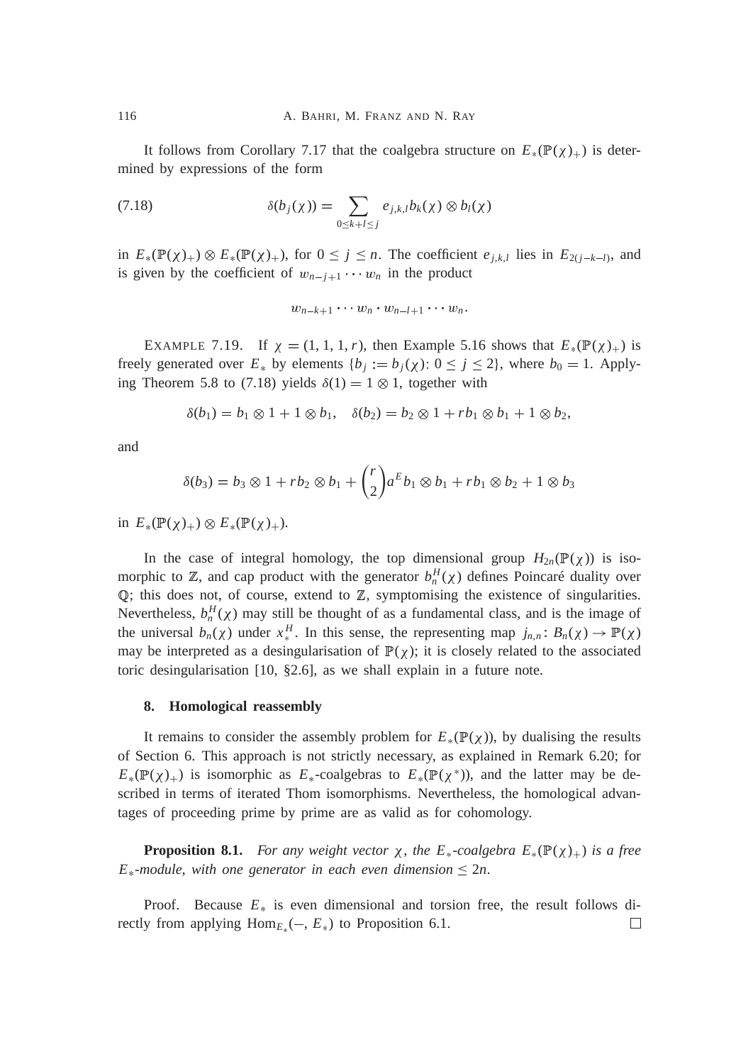It follows from Corollary 7.17 that the coalgebra structure on $E_*(\mathbb{P}(\chi)_+)$ is determined by expressions of the form

$$\delta(b_j(\chi)) = \sum_{0 \leq k+l \leq j} e_{j,k,l} b_k(\chi) \otimes b_l(\chi) \tag{7.18}$$

in $E_*(\mathbb{P}(\chi)_+) \otimes E_*(\mathbb{P}(\chi)_+)$, for $0 \leq j \leq n$. The coefficient $e_{j,k,l}$ lies in $E_{2(j-k-l)}$, and is given by the coefficient of $w_{n-j+1} \cdots w_n$ in the product

$$w_{n-k+1} \cdots w_n \cdot w_{n-l+1} \cdots w_n.$$

EXAMPLE 7.19. If $\chi = (1, 1, 1, r)$, then Example 5.16 shows that $E_*(\mathbb{P}(\chi)_+)$ is freely generated over $E_*$ by elements $\{b_j := b_j(\chi) \colon 0 \leq j \leq 2\}$, where $b_0 = 1$. Applying Theorem 5.8 to (7.18) yields $\delta(1) = 1 \otimes 1$, together with

$$\delta(b_1) = b_1 \otimes 1 + 1 \otimes b_1, \quad \delta(b_2) = b_2 \otimes 1 + r b_1 \otimes b_1 + 1 \otimes b_2,$$

and

$$\delta(b_3) = b_3 \otimes 1 + r b_2 \otimes b_1 + \binom{r}{2} a^E b_1 \otimes b_1 + r b_1 \otimes b_2 + 1 \otimes b_3$$

in $E_*(\mathbb{P}(\chi)_+) \otimes E_*(\mathbb{P}(\chi)_+)$.

In the case of integral homology, the top dimensional group $H_{2n}(\mathbb{P}(\chi))$ is isomorphic to $\mathbb{Z}$, and cap product with the generator $b_n^H(\chi)$ defines Poincaré duality over $\mathbb{Q}$; this does not, of course, extend to $\mathbb{Z}$, symptomising the existence of singularities. Nevertheless, $b_n^H(\chi)$ may still be thought of as a fundamental class, and is the image of the universal $b_n(\chi)$ under $x_*^H$. In this sense, the representing map $j_{n,n} \colon B_n(\chi) \to \mathbb{P}(\chi)$ may be interpreted as a desingularisation of $\mathbb{P}(\chi)$; it is closely related to the associated toric desingularisation [10, §2.6], as we shall explain in a future note.

## 8. Homological reassembly

It remains to consider the assembly problem for $E_*(\mathbb{P}(\chi))$, by dualising the results of Section 6. This approach is not strictly necessary, as explained in Remark 6.20; for $E_*(\mathbb{P}(\chi)_+)$ is isomorphic as $E_*$-coalgebras to $E_*(\mathbb{P}(\chi^*))$, and the latter may be described in terms of iterated Thom isomorphisms. Nevertheless, the homological advantages of proceeding prime by prime are as valid as for cohomology.

**Proposition 8.1.** *For any weight vector $\chi$, the $E_*$-coalgebra $E_*(\mathbb{P}(\chi)_+)$ is a free $E_*$-module, with one generator in each even dimension $\leq 2n$.*

Proof. Because $E_*$ is even dimensional and torsion free, the result follows directly from applying $\mathrm{Hom}_{E_*}(-, E_*)$ to Proposition 6.1. □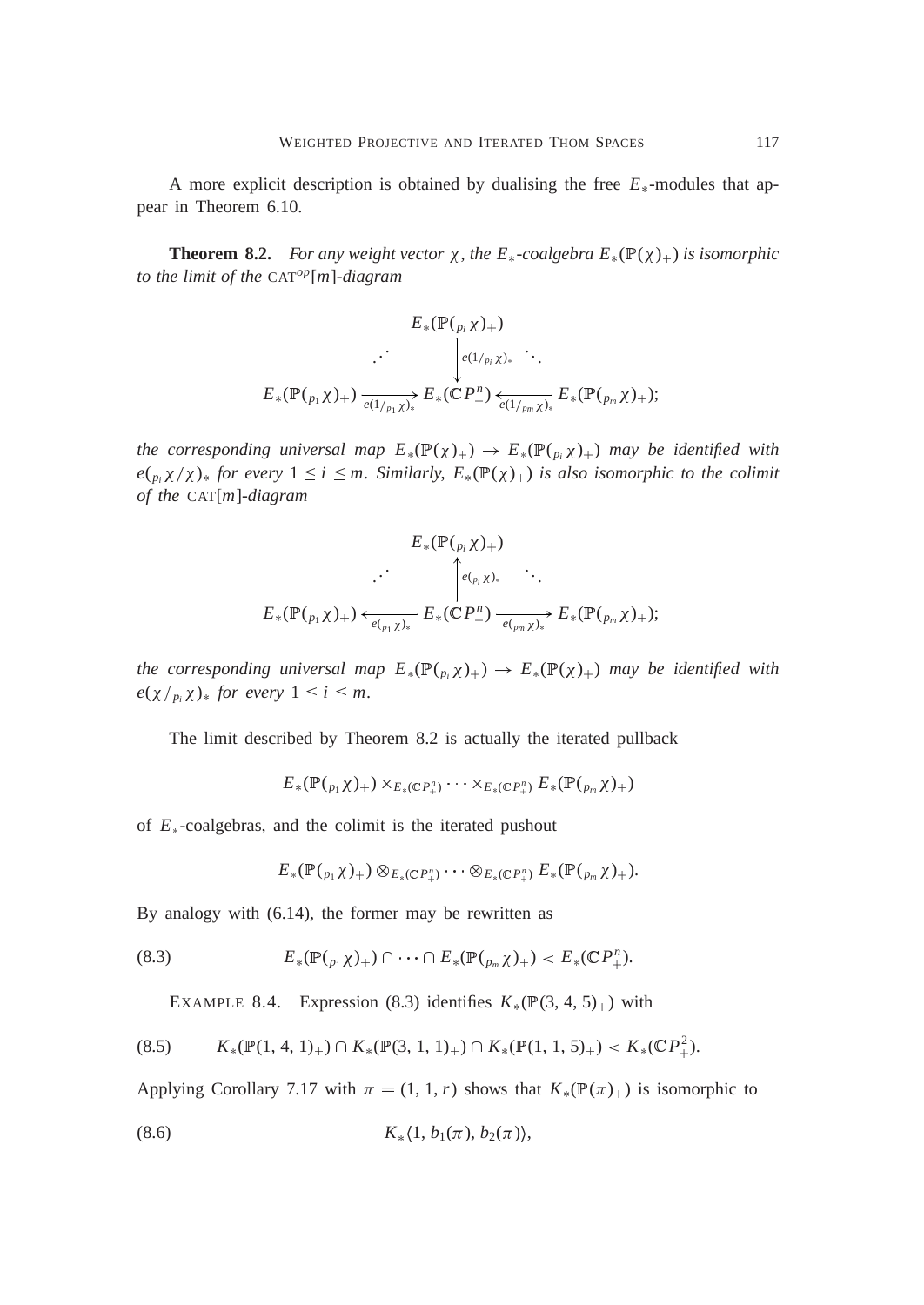A more explicit description is obtained by dualising the free $E_*$-modules that appear in Theorem 6.10.

**Theorem 8.2.** *For any weight vector $\chi$, the $E_*$-coalgebra $E_*(\mathbb{P}(\chi)_+)$ is isomorphic to the limit of the* $\text{CAT}^{op}[m]$*-diagram*

$$\begin{array}{ccccc} & & E_*(\mathbb{P}({}_{p_i}\chi)_+) & & \\ & \iddots & \Big\downarrow{\scriptstyle e(1/_{p_i}\chi)_*} & \ddots & \\ E_*(\mathbb{P}({}_{p_1}\chi)_+) & \xrightarrow[e(1/_{p_1}\chi)_*]{} & E_*(\mathbb{C}P^n_+) & \xleftarrow[e(1/_{p_m}\chi)_*]{} & E_*(\mathbb{P}({}_{p_m}\chi)_+); \end{array}$$

*the corresponding universal map $E_*(\mathbb{P}(\chi)_+) \to E_*(\mathbb{P}({}_{p_i}\chi)_+)$ may be identified with $e({}_{p_i}\chi/\chi)_*$ for every $1 \le i \le m$. Similarly, $E_*(\mathbb{P}(\chi)_+)$ is also isomorphic to the colimit of the* $\text{CAT}[m]$*-diagram*

$$\begin{array}{ccccc} & & E_*(\mathbb{P}({}_{p_i}\chi)_+) & & \\ & \iddots & \Big\uparrow{\scriptstyle e({}_{p_i}\chi)_*} & \ddots & \\ E_*(\mathbb{P}({}_{p_1}\chi)_+) & \xleftarrow[e({}_{p_1}\chi)_*]{} & E_*(\mathbb{C}P^n_+) & \xrightarrow[e({}_{p_m}\chi)_*]{} & E_*(\mathbb{P}({}_{p_m}\chi)_+); \end{array}$$

*the corresponding universal map $E_*(\mathbb{P}({}_{p_i}\chi)_+) \to E_*(\mathbb{P}(\chi)_+)$ may be identified with $e(\chi/{}_{p_i}\chi)_*$ for every $1 \le i \le m$.*

The limit described by Theorem 8.2 is actually the iterated pullback

$$E_*(\mathbb{P}({}_{p_1}\chi)_+) \times_{E_*(\mathbb{C}P^n_+)} \cdots \times_{E_*(\mathbb{C}P^n_+)} E_*(\mathbb{P}({}_{p_m}\chi)_+)$$

of $E_*$-coalgebras, and the colimit is the iterated pushout

$$E_*(\mathbb{P}({}_{p_1}\chi)_+) \otimes_{E_*(\mathbb{C}P^n_+)} \cdots \otimes_{E_*(\mathbb{C}P^n_+)} E_*(\mathbb{P}({}_{p_m}\chi)_+).$$

By analogy with (6.14), the former may be rewritten as

$$E_*(\mathbb{P}({}_{p_1}\chi)_+) \cap \cdots \cap E_*(\mathbb{P}({}_{p_m}\chi)_+) < E_*(\mathbb{C}P^n_+). \tag{8.3}$$

EXAMPLE 8.4. Expression (8.3) identifies $K_*(\mathbb{P}(3, 4, 5)_+)$ with

$$K_*(\mathbb{P}(1, 4, 1)_+) \cap K_*(\mathbb{P}(3, 1, 1)_+) \cap K_*(\mathbb{P}(1, 1, 5)_+) < K_*(\mathbb{C}P^2_+). \tag{8.5}$$

Applying Corollary 7.17 with $\pi = (1, 1, r)$ shows that $K_*(\mathbb{P}(\pi)_+)$ is isomorphic to

$$K_*\langle 1, b_1(\pi), b_2(\pi)\rangle, \tag{8.6}$$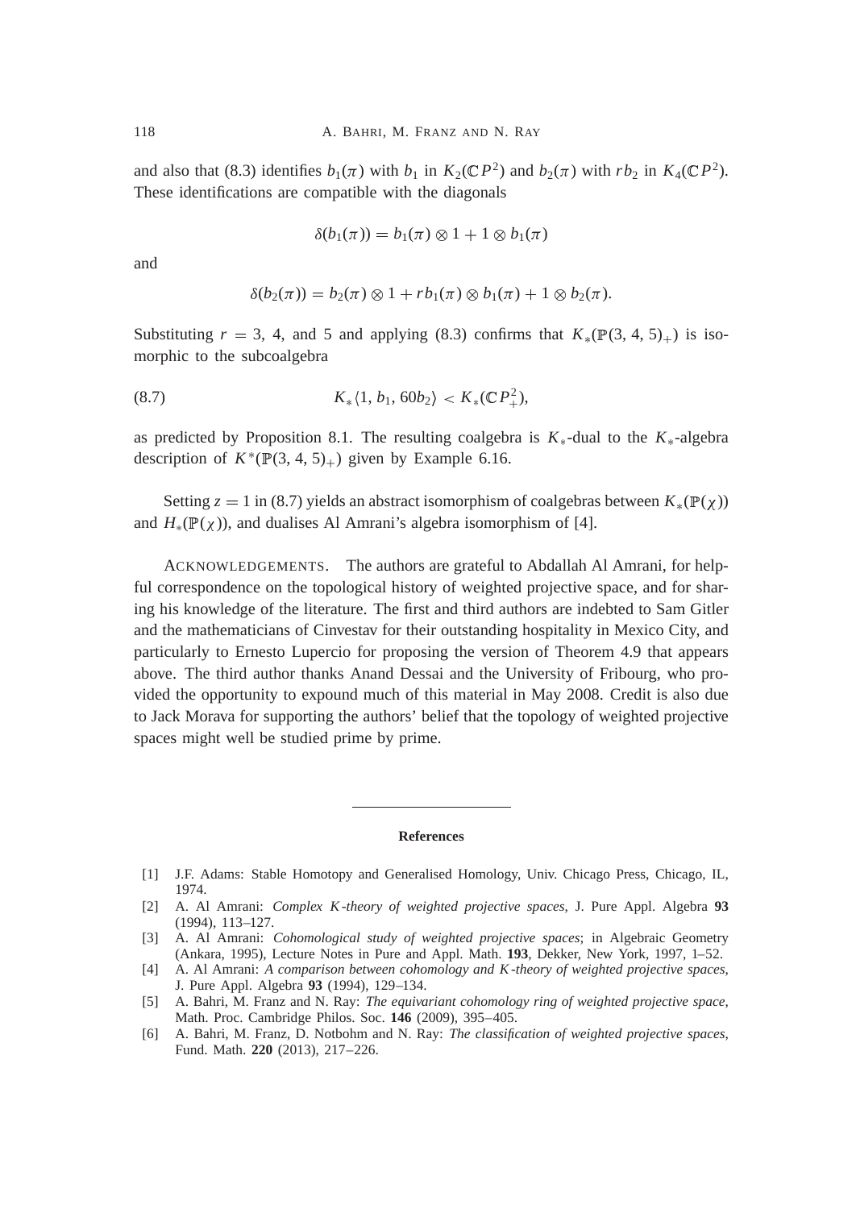and also that (8.3) identifies $b_1(\pi)$ with $b_1$ in $K_2(\mathbb{C}P^2)$ and $b_2(\pi)$ with $rb_2$ in $K_4(\mathbb{C}P^2)$. These identifications are compatible with the diagonals

$$\delta(b_1(\pi)) = b_1(\pi) \otimes 1 + 1 \otimes b_1(\pi)$$

and

$$\delta(b_2(\pi)) = b_2(\pi) \otimes 1 + rb_1(\pi) \otimes b_1(\pi) + 1 \otimes b_2(\pi).$$

Substituting $r = 3$, 4, and 5 and applying (8.3) confirms that $K_*(\mathbb{P}(3, 4, 5)_+)$ is isomorphic to the subcoalgebra

$$K_*\langle 1, b_1, 60b_2 \rangle < K_*(\mathbb{C}P^2_+), \tag{8.7}$$

as predicted by Proposition 8.1. The resulting coalgebra is $K_*$-dual to the $K_*$-algebra description of $K^*(\mathbb{P}(3, 4, 5)_+)$ given by Example 6.16.

Setting $z = 1$ in (8.7) yields an abstract isomorphism of coalgebras between $K_*(\mathbb{P}(\chi))$ and $H_*(\mathbb{P}(\chi))$, and dualises Al Amrani's algebra isomorphism of [4].

ACKNOWLEDGEMENTS. The authors are grateful to Abdallah Al Amrani, for helpful correspondence on the topological history of weighted projective space, and for sharing his knowledge of the literature. The first and third authors are indebted to Sam Gitler and the mathematicians of Cinvestav for their outstanding hospitality in Mexico City, and particularly to Ernesto Lupercio for proposing the version of Theorem 4.9 that appears above. The third author thanks Anand Dessai and the University of Fribourg, who provided the opportunity to expound much of this material in May 2008. Credit is also due to Jack Morava for supporting the authors' belief that the topology of weighted projective spaces might well be studied prime by prime.

## References

[1] J.F. Adams: Stable Homotopy and Generalised Homology, Univ. Chicago Press, Chicago, IL, 1974.

[2] A. Al Amrani: *Complex K-theory of weighted projective spaces*, J. Pure Appl. Algebra **93** (1994), 113–127.

[3] A. Al Amrani: *Cohomological study of weighted projective spaces*; in Algebraic Geometry (Ankara, 1995), Lecture Notes in Pure and Appl. Math. **193**, Dekker, New York, 1997, 1–52.

[4] A. Al Amrani: *A comparison between cohomology and K-theory of weighted projective spaces,* J. Pure Appl. Algebra **93** (1994), 129–134.

[5] A. Bahri, M. Franz and N. Ray: *The equivariant cohomology ring of weighted projective space,* Math. Proc. Cambridge Philos. Soc. **146** (2009), 395–405.

[6] A. Bahri, M. Franz, D. Notbohm and N. Ray: *The classification of weighted projective spaces,* Fund. Math. **220** (2013), 217–226.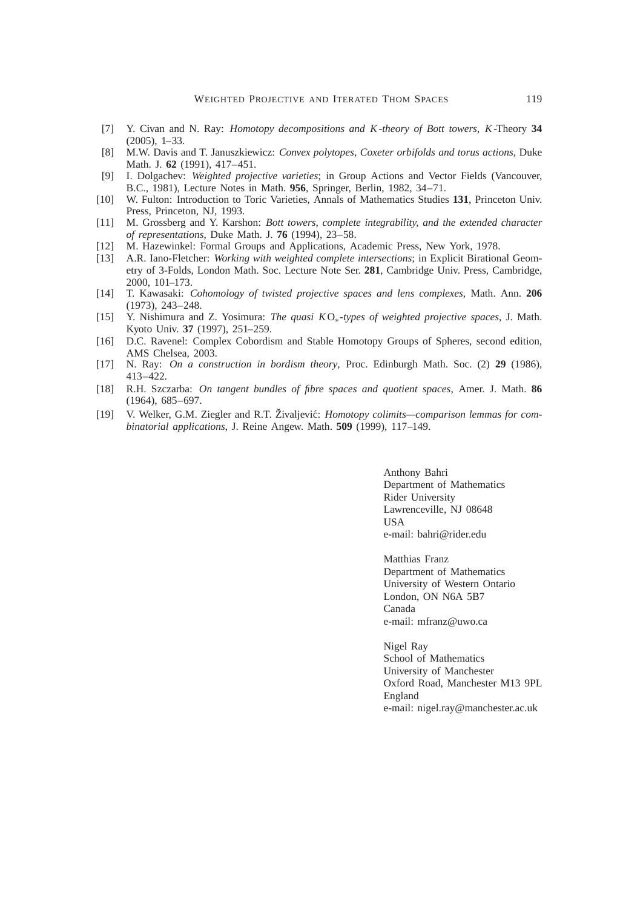[7] Y. Civan and N. Ray: *Homotopy decompositions and $K$-theory of Bott towers*, $K$-Theory **34** (2005), 1–33.

[8] M.W. Davis and T. Januszkiewicz: *Convex polytopes, Coxeter orbifolds and torus actions*, Duke Math. J. **62** (1991), 417–451.

[9] I. Dolgachev: *Weighted projective varieties*; in Group Actions and Vector Fields (Vancouver, B.C., 1981), Lecture Notes in Math. **956**, Springer, Berlin, 1982, 34–71.

[10] W. Fulton: Introduction to Toric Varieties, Annals of Mathematics Studies **131**, Princeton Univ. Press, Princeton, NJ, 1993.

[11] M. Grossberg and Y. Karshon: *Bott towers, complete integrability, and the extended character of representations*, Duke Math. J. **76** (1994), 23–58.

[12] M. Hazewinkel: Formal Groups and Applications, Academic Press, New York, 1978.

[13] A.R. Iano-Fletcher: *Working with weighted complete intersections*; in Explicit Birational Geometry of 3-Folds, London Math. Soc. Lecture Note Ser. **281**, Cambridge Univ. Press, Cambridge, 2000, 101–173.

[14] T. Kawasaki: *Cohomology of twisted projective spaces and lens complexes*, Math. Ann. **206** (1973), 243–248.

[15] Y. Nishimura and Z. Yosimura: *The quasi $KO_*$-types of weighted projective spaces*, J. Math. Kyoto Univ. **37** (1997), 251–259.

[16] D.C. Ravenel: Complex Cobordism and Stable Homotopy Groups of Spheres, second edition, AMS Chelsea, 2003.

[17] N. Ray: *On a construction in bordism theory*, Proc. Edinburgh Math. Soc. (2) **29** (1986), 413–422.

[18] R.H. Szczarba: *On tangent bundles of fibre spaces and quotient spaces*, Amer. J. Math. **86** (1964), 685–697.

[19] V. Welker, G.M. Ziegler and R.T. Živaljević: *Homotopy colimits—comparison lemmas for combinatorial applications*, J. Reine Angew. Math. **509** (1999), 117–149.

Anthony Bahri
Department of Mathematics
Rider University
Lawrenceville, NJ 08648
USA
e-mail: bahri@rider.edu

Matthias Franz
Department of Mathematics
University of Western Ontario
London, ON N6A 5B7
Canada
e-mail: mfranz@uwo.ca

Nigel Ray
School of Mathematics
University of Manchester
Oxford Road, Manchester M13 9PL
England
e-mail: nigel.ray@manchester.ac.uk